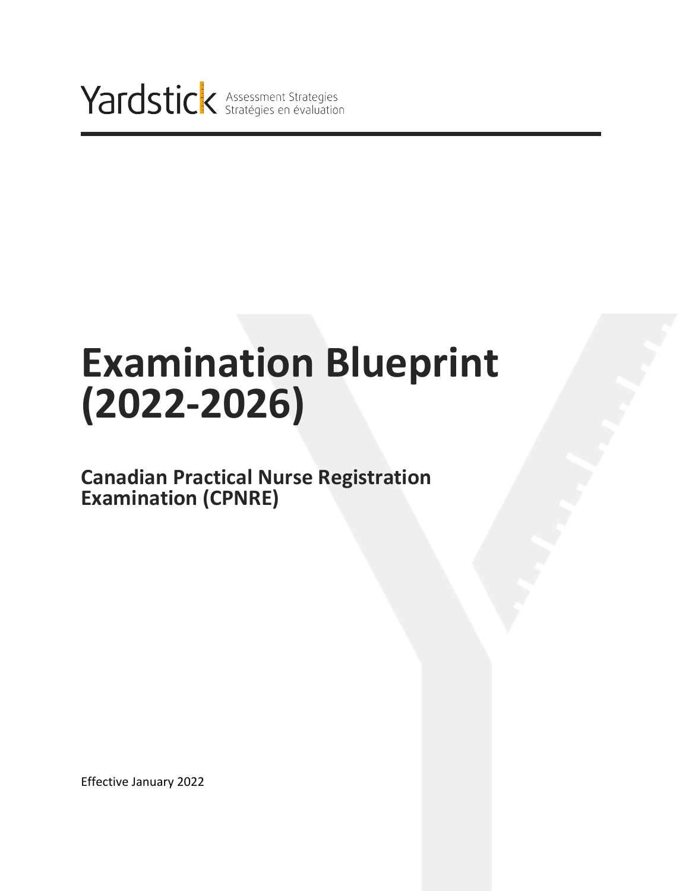Yardstick Assessment Strategies
Stratégies en évaluation

# Examination Blueprint (2022-2026)

## Canadian Practical Nurse Registration Examination (CPNRE)

Effective January 2022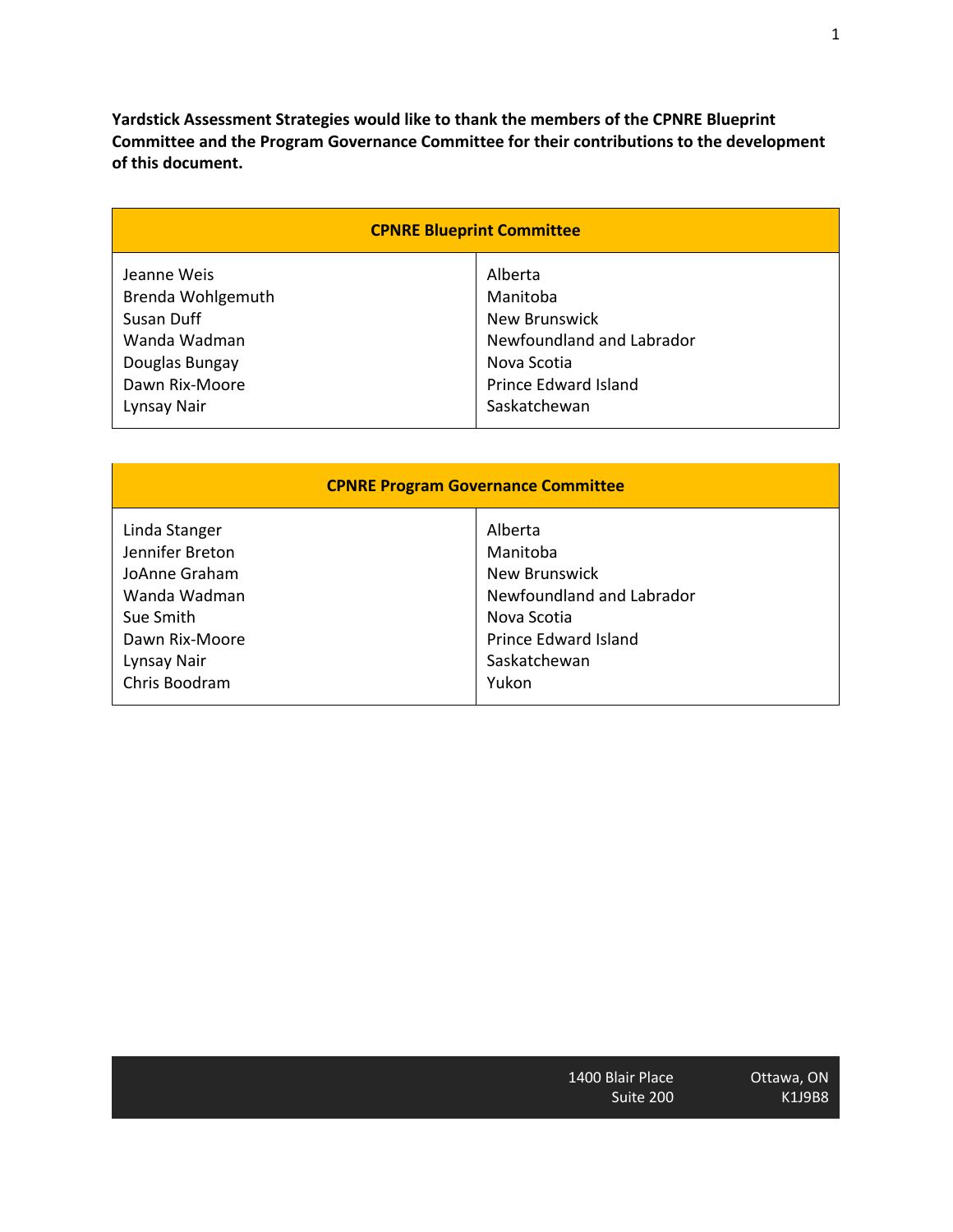**Yardstick Assessment Strategies would like to thank the members of the CPNRE Blueprint Committee and the Program Governance Committee for their contributions to the development of this document.**

| CPNRE Blueprint Committee | |
|---|---|
| Jeanne Weis | Alberta |
| Brenda Wohlgemuth | Manitoba |
| Susan Duff | New Brunswick |
| Wanda Wadman | Newfoundland and Labrador |
| Douglas Bungay | Nova Scotia |
| Dawn Rix-Moore | Prince Edward Island |
| Lynsay Nair | Saskatchewan |

| CPNRE Program Governance Committee | |
|---|---|
| Linda Stanger | Alberta |
| Jennifer Breton | Manitoba |
| JoAnne Graham | New Brunswick |
| Wanda Wadman | Newfoundland and Labrador |
| Sue Smith | Nova Scotia |
| Dawn Rix-Moore | Prince Edward Island |
| Lynsay Nair | Saskatchewan |
| Chris Boodram | Yukon |

1400 Blair Place
Suite 200

Ottawa, ON
K1J9B8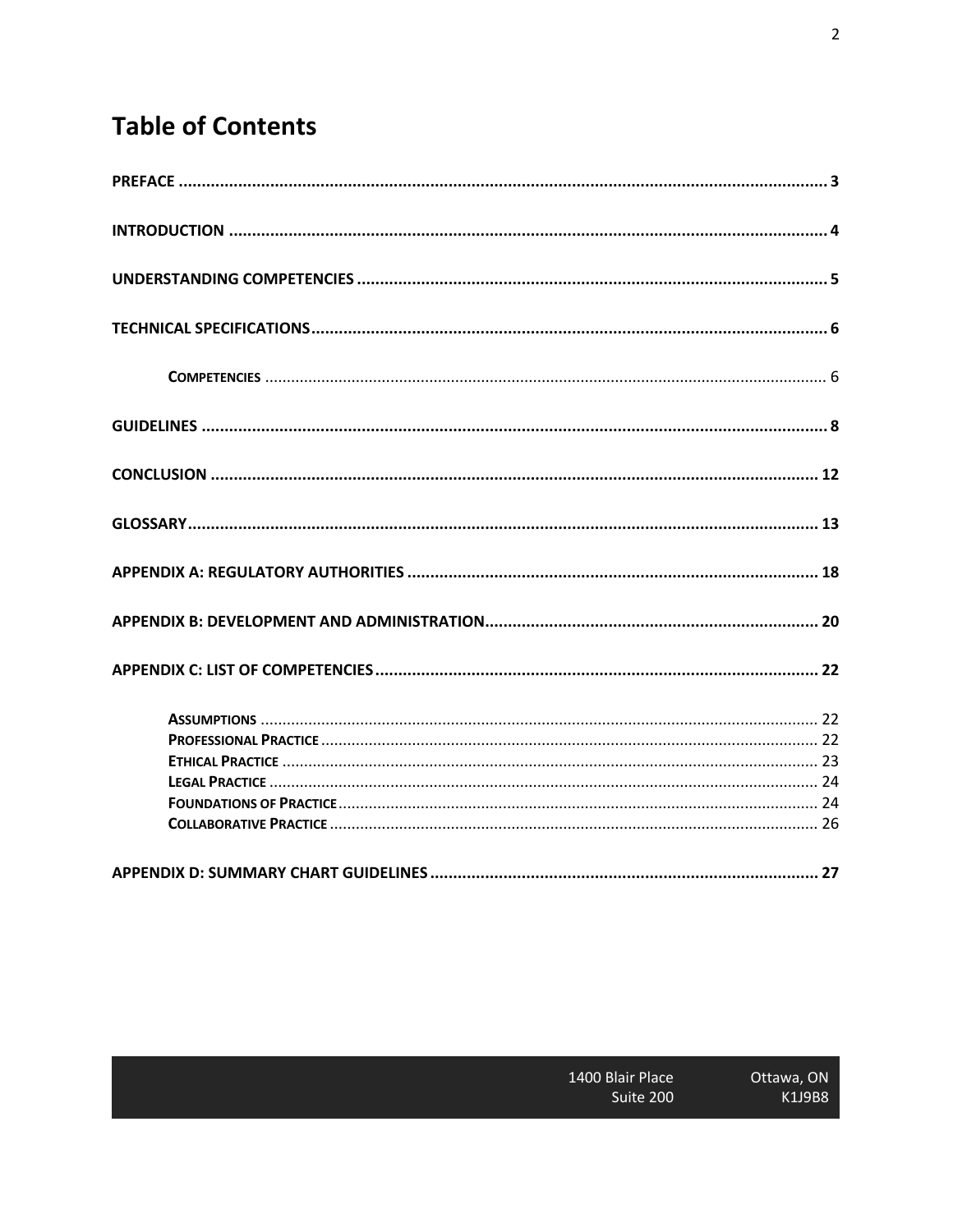# Table of Contents

**PREFACE** .......... **3**

**INTRODUCTION** .......... **4**

**UNDERSTANDING COMPETENCIES** .......... **5**

**TECHNICAL SPECIFICATIONS** .......... **6**

- **COMPETENCIES** .......... 6

**GUIDELINES** .......... **8**

**CONCLUSION** .......... **12**

**GLOSSARY** .......... **13**

**APPENDIX A: REGULATORY AUTHORITIES** .......... **18**

**APPENDIX B: DEVELOPMENT AND ADMINISTRATION** .......... **20**

**APPENDIX C: LIST OF COMPETENCIES** .......... **22**

- **ASSUMPTIONS** .......... 22
- **PROFESSIONAL PRACTICE** .......... 22
- **ETHICAL PRACTICE** .......... 23
- **LEGAL PRACTICE** .......... 24
- **FOUNDATIONS OF PRACTICE** .......... 24
- **COLLABORATIVE PRACTICE** .......... 26

**APPENDIX D: SUMMARY CHART GUIDELINES** .......... **27**

1400 Blair Place
Suite 200

Ottawa, ON
K1J9B8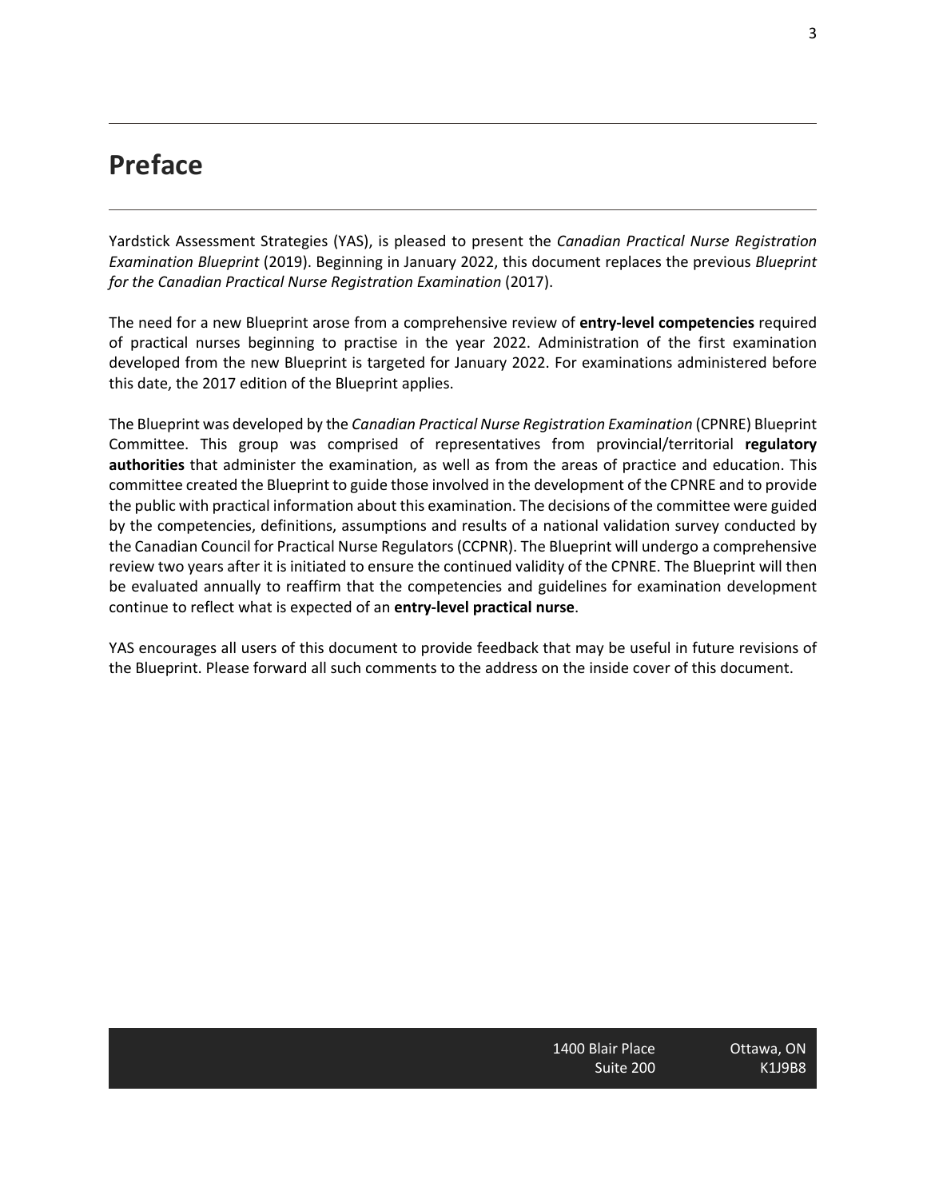# Preface

Yardstick Assessment Strategies (YAS), is pleased to present the *Canadian Practical Nurse Registration Examination Blueprint* (2019). Beginning in January 2022, this document replaces the previous *Blueprint for the Canadian Practical Nurse Registration Examination* (2017).

The need for a new Blueprint arose from a comprehensive review of **entry-level competencies** required of practical nurses beginning to practise in the year 2022. Administration of the first examination developed from the new Blueprint is targeted for January 2022. For examinations administered before this date, the 2017 edition of the Blueprint applies.

The Blueprint was developed by the *Canadian Practical Nurse Registration Examination* (CPNRE) Blueprint Committee. This group was comprised of representatives from provincial/territorial **regulatory authorities** that administer the examination, as well as from the areas of practice and education. This committee created the Blueprint to guide those involved in the development of the CPNRE and to provide the public with practical information about this examination. The decisions of the committee were guided by the competencies, definitions, assumptions and results of a national validation survey conducted by the Canadian Council for Practical Nurse Regulators (CCPNR). The Blueprint will undergo a comprehensive review two years after it is initiated to ensure the continued validity of the CPNRE. The Blueprint will then be evaluated annually to reaffirm that the competencies and guidelines for examination development continue to reflect what is expected of an **entry-level practical nurse**.

YAS encourages all users of this document to provide feedback that may be useful in future revisions of the Blueprint. Please forward all such comments to the address on the inside cover of this document.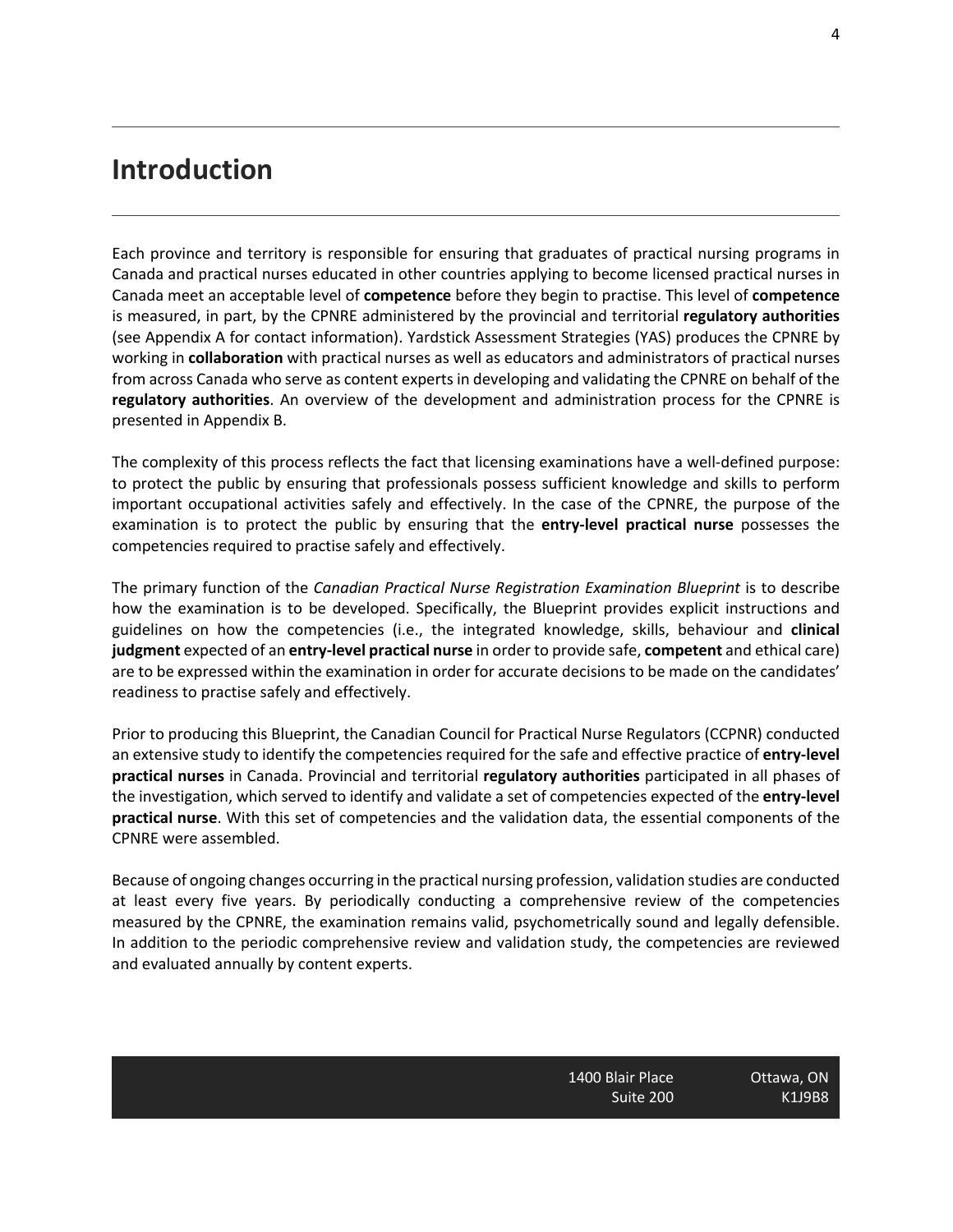# Introduction

Each province and territory is responsible for ensuring that graduates of practical nursing programs in Canada and practical nurses educated in other countries applying to become licensed practical nurses in Canada meet an acceptable level of **competence** before they begin to practise. This level of **competence** is measured, in part, by the CPNRE administered by the provincial and territorial **regulatory authorities** (see Appendix A for contact information). Yardstick Assessment Strategies (YAS) produces the CPNRE by working in **collaboration** with practical nurses as well as educators and administrators of practical nurses from across Canada who serve as content experts in developing and validating the CPNRE on behalf of the **regulatory authorities**. An overview of the development and administration process for the CPNRE is presented in Appendix B.

The complexity of this process reflects the fact that licensing examinations have a well-defined purpose: to protect the public by ensuring that professionals possess sufficient knowledge and skills to perform important occupational activities safely and effectively. In the case of the CPNRE, the purpose of the examination is to protect the public by ensuring that the **entry-level practical nurse** possesses the competencies required to practise safely and effectively.

The primary function of the *Canadian Practical Nurse Registration Examination Blueprint* is to describe how the examination is to be developed. Specifically, the Blueprint provides explicit instructions and guidelines on how the competencies (i.e., the integrated knowledge, skills, behaviour and **clinical judgment** expected of an **entry-level practical nurse** in order to provide safe, **competent** and ethical care) are to be expressed within the examination in order for accurate decisions to be made on the candidates' readiness to practise safely and effectively.

Prior to producing this Blueprint, the Canadian Council for Practical Nurse Regulators (CCPNR) conducted an extensive study to identify the competencies required for the safe and effective practice of **entry-level practical nurses** in Canada. Provincial and territorial **regulatory authorities** participated in all phases of the investigation, which served to identify and validate a set of competencies expected of the **entry-level practical nurse**. With this set of competencies and the validation data, the essential components of the CPNRE were assembled.

Because of ongoing changes occurring in the practical nursing profession, validation studies are conducted at least every five years. By periodically conducting a comprehensive review of the competencies measured by the CPNRE, the examination remains valid, psychometrically sound and legally defensible. In addition to the periodic comprehensive review and validation study, the competencies are reviewed and evaluated annually by content experts.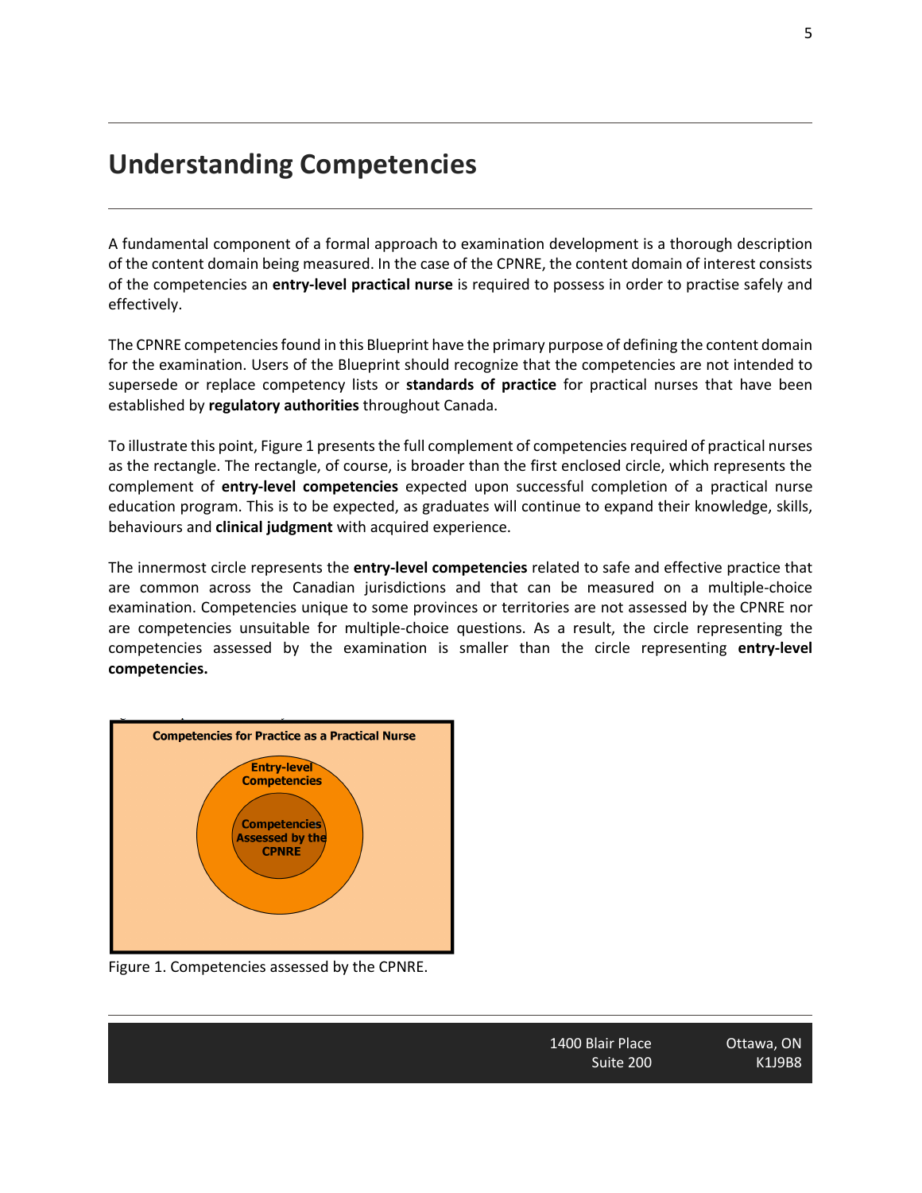# Understanding Competencies

A fundamental component of a formal approach to examination development is a thorough description of the content domain being measured. In the case of the CPNRE, the content domain of interest consists of the competencies an **entry-level practical nurse** is required to possess in order to practise safely and effectively.

The CPNRE competencies found in this Blueprint have the primary purpose of defining the content domain for the examination. Users of the Blueprint should recognize that the competencies are not intended to supersede or replace competency lists or **standards of practice** for practical nurses that have been established by **regulatory authorities** throughout Canada.

To illustrate this point, Figure 1 presents the full complement of competencies required of practical nurses as the rectangle. The rectangle, of course, is broader than the first enclosed circle, which represents the complement of **entry-level competencies** expected upon successful completion of a practical nurse education program. This is to be expected, as graduates will continue to expand their knowledge, skills, behaviours and **clinical judgment** with acquired experience.

The innermost circle represents the **entry-level competencies** related to safe and effective practice that are common across the Canadian jurisdictions and that can be measured on a multiple-choice examination. Competencies unique to some provinces or territories are not assessed by the CPNRE nor are competencies unsuitable for multiple-choice questions. As a result, the circle representing the competencies assessed by the examination is smaller than the circle representing **entry-level competencies.**

Competencies for Practice as a Practical Nurse

Entry-level Competencies

Competencies Assessed by the CPNRE

Figure 1. Competencies assessed by the CPNRE.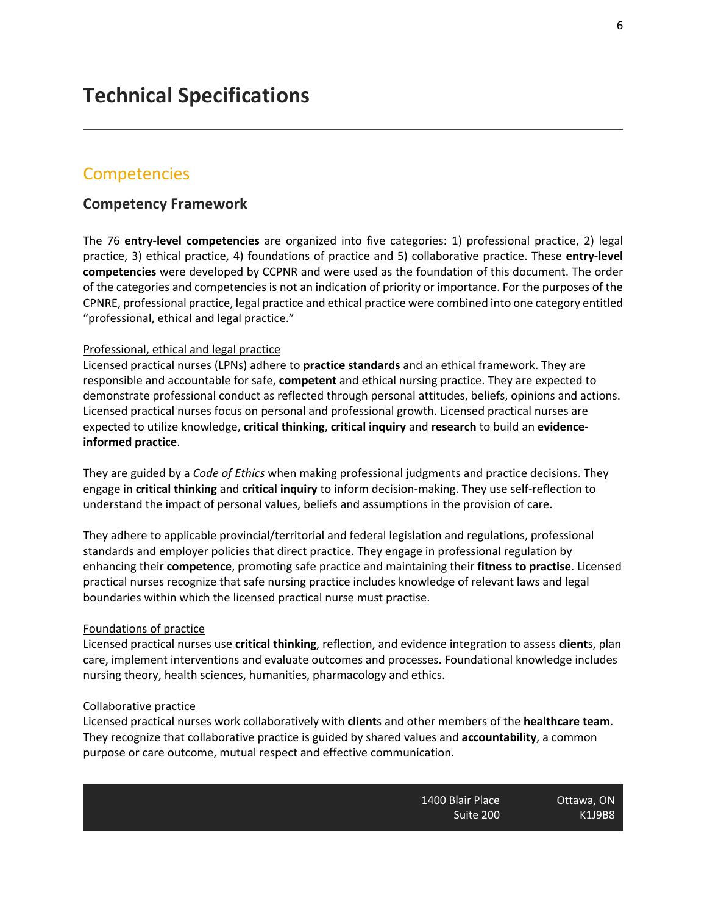# Technical Specifications

## Competencies

### Competency Framework

The 76 **entry-level competencies** are organized into five categories: 1) professional practice, 2) legal practice, 3) ethical practice, 4) foundations of practice and 5) collaborative practice. These **entry-level competencies** were developed by CCPNR and were used as the foundation of this document. The order of the categories and competencies is not an indication of priority or importance. For the purposes of the CPNRE, professional practice, legal practice and ethical practice were combined into one category entitled "professional, ethical and legal practice."

<u>Professional, ethical and legal practice</u>
Licensed practical nurses (LPNs) adhere to **practice standards** and an ethical framework. They are responsible and accountable for safe, **competent** and ethical nursing practice. They are expected to demonstrate professional conduct as reflected through personal attitudes, beliefs, opinions and actions. Licensed practical nurses focus on personal and professional growth. Licensed practical nurses are expected to utilize knowledge, **critical thinking**, **critical inquiry** and **research** to build an **evidence-informed practice**.

They are guided by a *Code of Ethics* when making professional judgments and practice decisions. They engage in **critical thinking** and **critical inquiry** to inform decision-making. They use self-reflection to understand the impact of personal values, beliefs and assumptions in the provision of care.

They adhere to applicable provincial/territorial and federal legislation and regulations, professional standards and employer policies that direct practice. They engage in professional regulation by enhancing their **competence**, promoting safe practice and maintaining their **fitness to practise**. Licensed practical nurses recognize that safe nursing practice includes knowledge of relevant laws and legal boundaries within which the licensed practical nurse must practise.

<u>Foundations of practice</u>
Licensed practical nurses use **critical thinking**, reflection, and evidence integration to assess **client**s, plan care, implement interventions and evaluate outcomes and processes. Foundational knowledge includes nursing theory, health sciences, humanities, pharmacology and ethics.

<u>Collaborative practice</u>
Licensed practical nurses work collaboratively with **client**s and other members of the **healthcare team**. They recognize that collaborative practice is guided by shared values and **accountability**, a common purpose or care outcome, mutual respect and effective communication.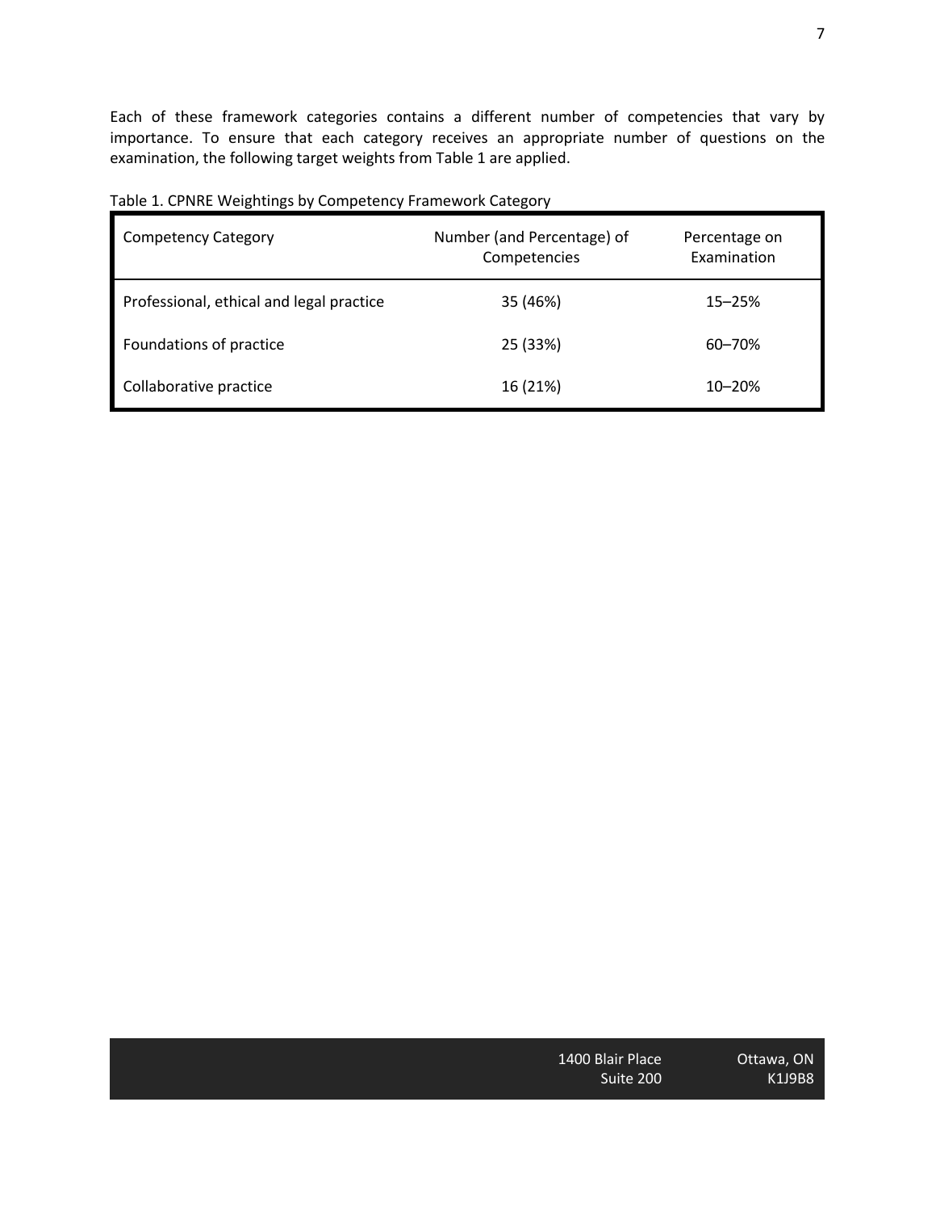Each of these framework categories contains a different number of competencies that vary by importance. To ensure that each category receives an appropriate number of questions on the examination, the following target weights from Table 1 are applied.

Table 1. CPNRE Weightings by Competency Framework Category

| Competency Category | Number (and Percentage) of Competencies | Percentage on Examination |
|---|---|---|
| Professional, ethical and legal practice | 35 (46%) | 15–25% |
| Foundations of practice | 25 (33%) | 60–70% |
| Collaborative practice | 16 (21%) | 10–20% |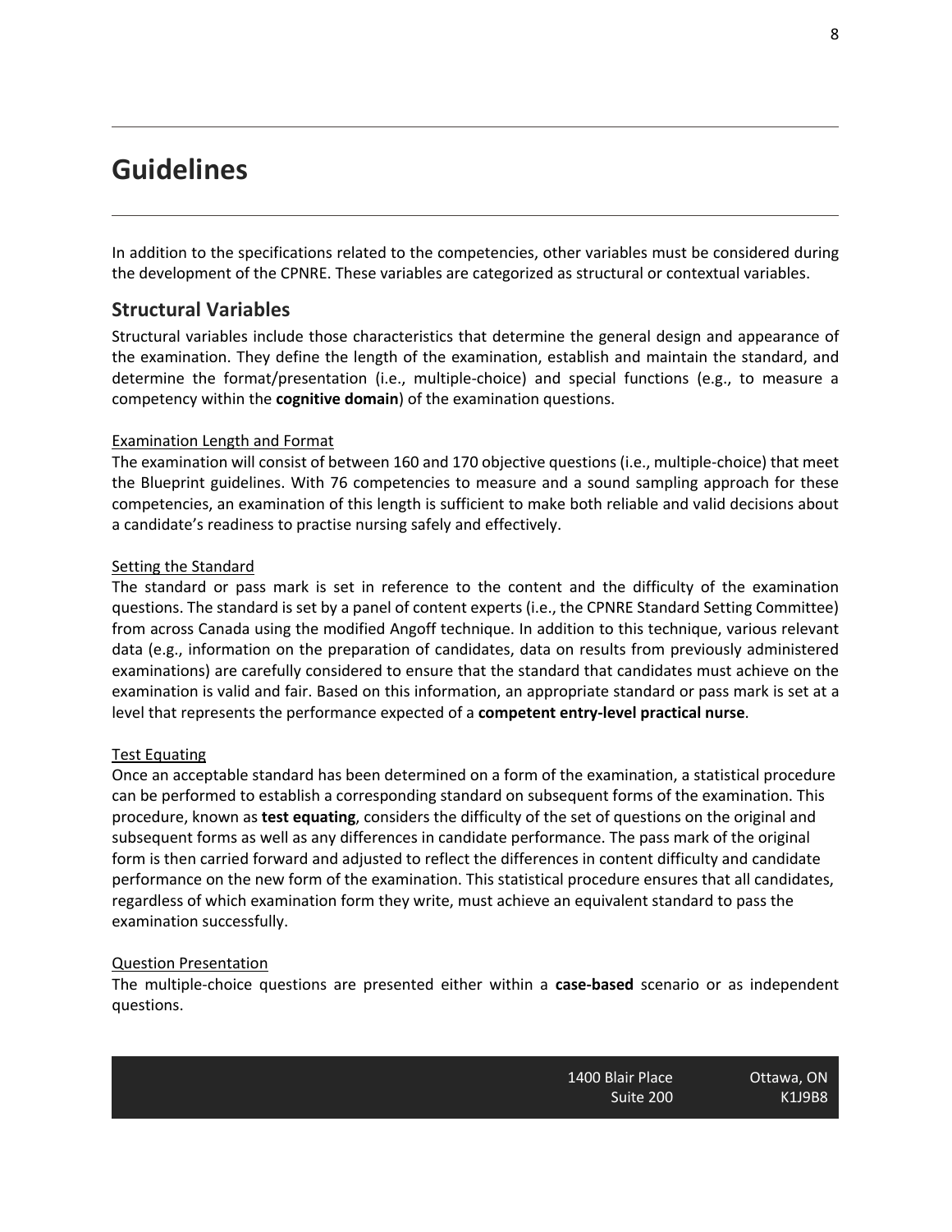# Guidelines

In addition to the specifications related to the competencies, other variables must be considered during the development of the CPNRE. These variables are categorized as structural or contextual variables.

## Structural Variables

Structural variables include those characteristics that determine the general design and appearance of the examination. They define the length of the examination, establish and maintain the standard, and determine the format/presentation (i.e., multiple-choice) and special functions (e.g., to measure a competency within the **cognitive domain**) of the examination questions.

<u>Examination Length and Format</u>

The examination will consist of between 160 and 170 objective questions (i.e., multiple-choice) that meet the Blueprint guidelines. With 76 competencies to measure and a sound sampling approach for these competencies, an examination of this length is sufficient to make both reliable and valid decisions about a candidate's readiness to practise nursing safely and effectively.

<u>Setting the Standard</u>

The standard or pass mark is set in reference to the content and the difficulty of the examination questions. The standard is set by a panel of content experts (i.e., the CPNRE Standard Setting Committee) from across Canada using the modified Angoff technique. In addition to this technique, various relevant data (e.g., information on the preparation of candidates, data on results from previously administered examinations) are carefully considered to ensure that the standard that candidates must achieve on the examination is valid and fair. Based on this information, an appropriate standard or pass mark is set at a level that represents the performance expected of a **competent entry-level practical nurse**.

<u>Test Equating</u>

Once an acceptable standard has been determined on a form of the examination, a statistical procedure can be performed to establish a corresponding standard on subsequent forms of the examination. This procedure, known as **test equating**, considers the difficulty of the set of questions on the original and subsequent forms as well as any differences in candidate performance. The pass mark of the original form is then carried forward and adjusted to reflect the differences in content difficulty and candidate performance on the new form of the examination. This statistical procedure ensures that all candidates, regardless of which examination form they write, must achieve an equivalent standard to pass the examination successfully.

<u>Question Presentation</u>

The multiple-choice questions are presented either within a **case-based** scenario or as independent questions.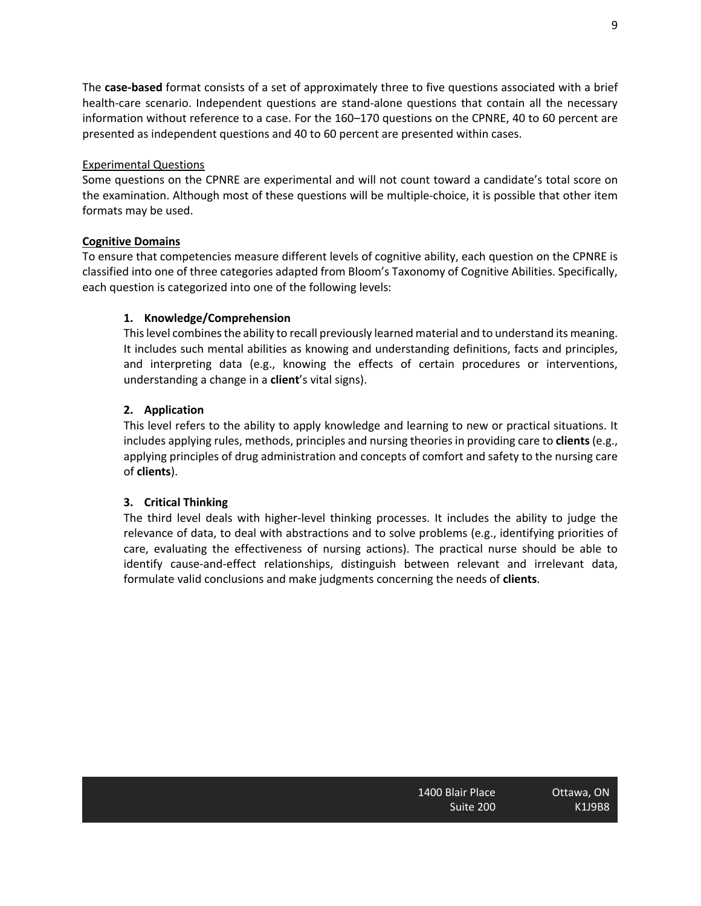The **case-based** format consists of a set of approximately three to five questions associated with a brief health-care scenario. Independent questions are stand-alone questions that contain all the necessary information without reference to a case. For the 160–170 questions on the CPNRE, 40 to 60 percent are presented as independent questions and 40 to 60 percent are presented within cases.

Experimental Questions

Some questions on the CPNRE are experimental and will not count toward a candidate's total score on the examination. Although most of these questions will be multiple-choice, it is possible that other item formats may be used.

**Cognitive Domains**

To ensure that competencies measure different levels of cognitive ability, each question on the CPNRE is classified into one of three categories adapted from Bloom's Taxonomy of Cognitive Abilities. Specifically, each question is categorized into one of the following levels:

1. **Knowledge/Comprehension**
   This level combines the ability to recall previously learned material and to understand its meaning. It includes such mental abilities as knowing and understanding definitions, facts and principles, and interpreting data (e.g., knowing the effects of certain procedures or interventions, understanding a change in a **client**'s vital signs).

2. **Application**
   This level refers to the ability to apply knowledge and learning to new or practical situations. It includes applying rules, methods, principles and nursing theories in providing care to **clients** (e.g., applying principles of drug administration and concepts of comfort and safety to the nursing care of **clients**).

3. **Critical Thinking**
   The third level deals with higher-level thinking processes. It includes the ability to judge the relevance of data, to deal with abstractions and to solve problems (e.g., identifying priorities of care, evaluating the effectiveness of nursing actions). The practical nurse should be able to identify cause-and-effect relationships, distinguish between relevant and irrelevant data, formulate valid conclusions and make judgments concerning the needs of **clients**.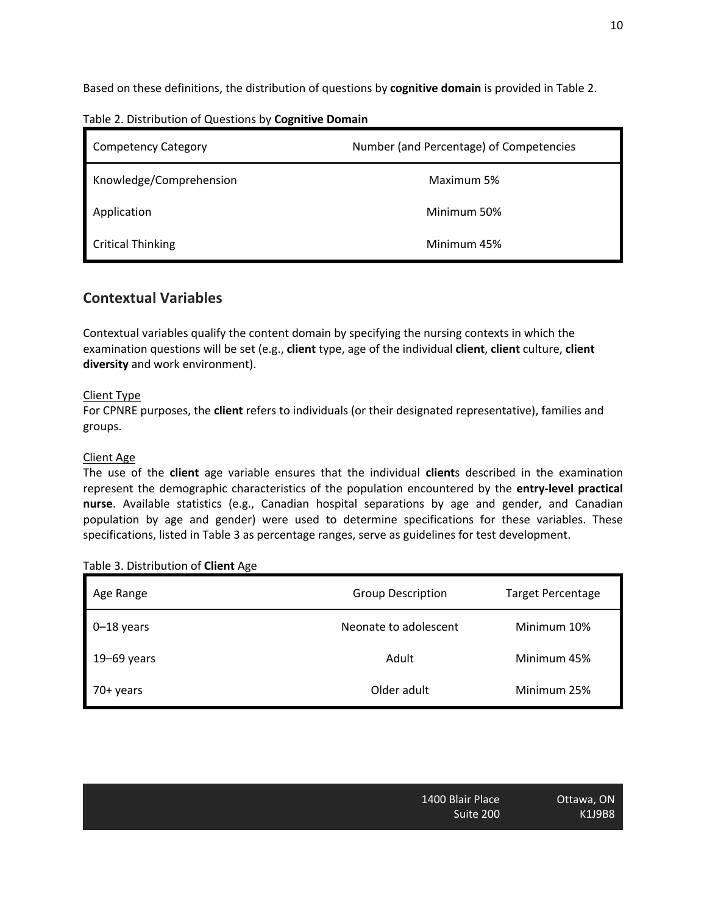Based on these definitions, the distribution of questions by **cognitive domain** is provided in Table 2.

Table 2. Distribution of Questions by **Cognitive Domain**

| Competency Category | Number (and Percentage) of Competencies |
| --- | --- |
| Knowledge/Comprehension | Maximum 5% |
| Application | Minimum 50% |
| Critical Thinking | Minimum 45% |

## Contextual Variables

Contextual variables qualify the content domain by specifying the nursing contexts in which the examination questions will be set (e.g., **client** type, age of the individual **client**, **client** culture, **client diversity** and work environment).

Client Type

For CPNRE purposes, the **client** refers to individuals (or their designated representative), families and groups.

Client Age

The use of the **client** age variable ensures that the individual **client**s described in the examination represent the demographic characteristics of the population encountered by the **entry-level practical nurse**. Available statistics (e.g., Canadian hospital separations by age and gender, and Canadian population by age and gender) were used to determine specifications for these variables. These specifications, listed in Table 3 as percentage ranges, serve as guidelines for test development.

Table 3. Distribution of **Client** Age

| Age Range | Group Description | Target Percentage |
| --- | --- | --- |
| 0–18 years | Neonate to adolescent | Minimum 10% |
| 19–69 years | Adult | Minimum 45% |
| 70+ years | Older adult | Minimum 25% |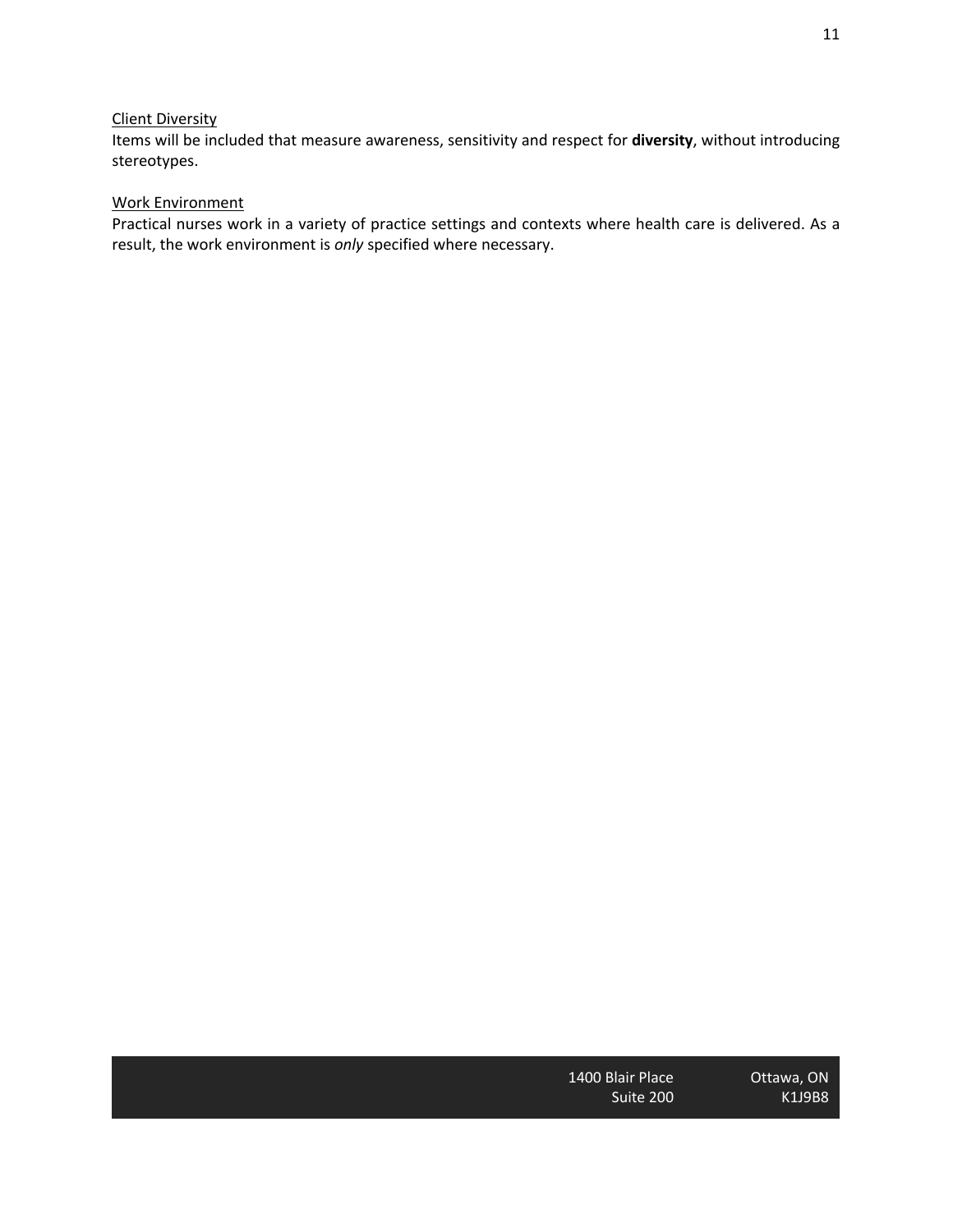Client Diversity

Items will be included that measure awareness, sensitivity and respect for **diversity**, without introducing stereotypes.

Work Environment

Practical nurses work in a variety of practice settings and contexts where health care is delivered. As a result, the work environment is *only* specified where necessary.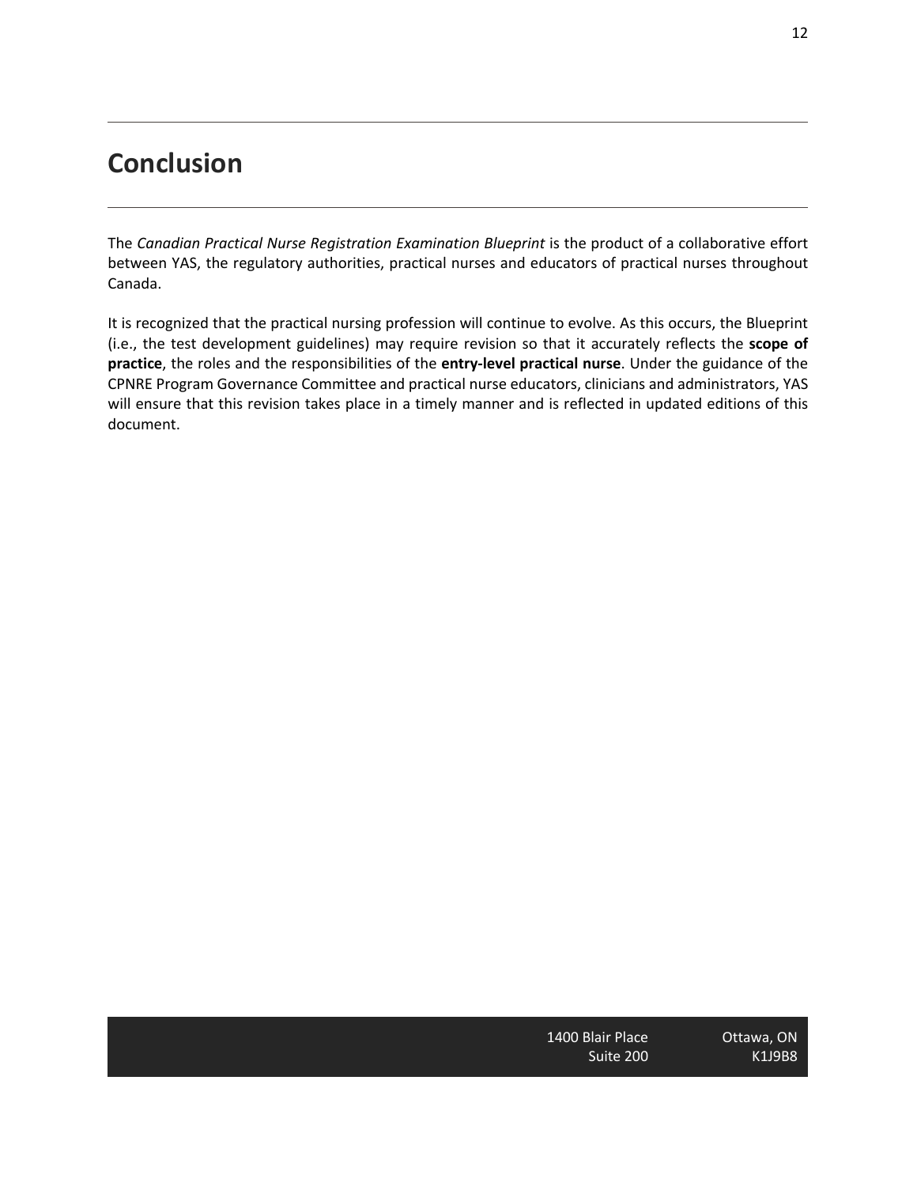# Conclusion

The *Canadian Practical Nurse Registration Examination Blueprint* is the product of a collaborative effort between YAS, the regulatory authorities, practical nurses and educators of practical nurses throughout Canada.

It is recognized that the practical nursing profession will continue to evolve. As this occurs, the Blueprint (i.e., the test development guidelines) may require revision so that it accurately reflects the **scope of practice**, the roles and the responsibilities of the **entry-level practical nurse**. Under the guidance of the CPNRE Program Governance Committee and practical nurse educators, clinicians and administrators, YAS will ensure that this revision takes place in a timely manner and is reflected in updated editions of this document.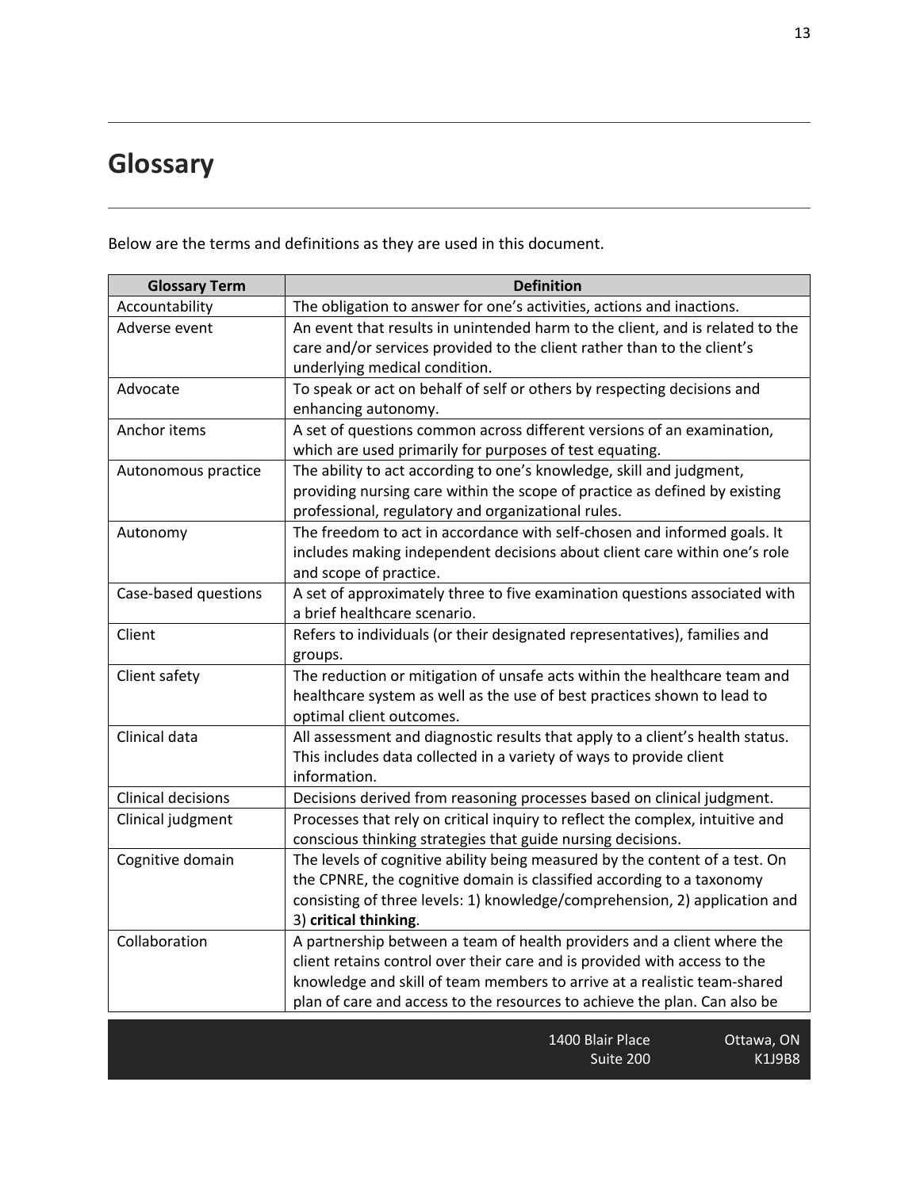# Glossary

Below are the terms and definitions as they are used in this document.

| Glossary Term | Definition |
|---|---|
| Accountability | The obligation to answer for one's activities, actions and inactions. |
| Adverse event | An event that results in unintended harm to the client, and is related to the care and/or services provided to the client rather than to the client's underlying medical condition. |
| Advocate | To speak or act on behalf of self or others by respecting decisions and enhancing autonomy. |
| Anchor items | A set of questions common across different versions of an examination, which are used primarily for purposes of test equating. |
| Autonomous practice | The ability to act according to one's knowledge, skill and judgment, providing nursing care within the scope of practice as defined by existing professional, regulatory and organizational rules. |
| Autonomy | The freedom to act in accordance with self-chosen and informed goals. It includes making independent decisions about client care within one's role and scope of practice. |
| Case-based questions | A set of approximately three to five examination questions associated with a brief healthcare scenario. |
| Client | Refers to individuals (or their designated representatives), families and groups. |
| Client safety | The reduction or mitigation of unsafe acts within the healthcare team and healthcare system as well as the use of best practices shown to lead to optimal client outcomes. |
| Clinical data | All assessment and diagnostic results that apply to a client's health status. This includes data collected in a variety of ways to provide client information. |
| Clinical decisions | Decisions derived from reasoning processes based on clinical judgment. |
| Clinical judgment | Processes that rely on critical inquiry to reflect the complex, intuitive and conscious thinking strategies that guide nursing decisions. |
| Cognitive domain | The levels of cognitive ability being measured by the content of a test. On the CPNRE, the cognitive domain is classified according to a taxonomy consisting of three levels: 1) knowledge/comprehension, 2) application and 3) **critical thinking**. |
| Collaboration | A partnership between a team of health providers and a client where the client retains control over their care and is provided with access to the knowledge and skill of team members to arrive at a realistic team-shared plan of care and access to the resources to achieve the plan. Can also be |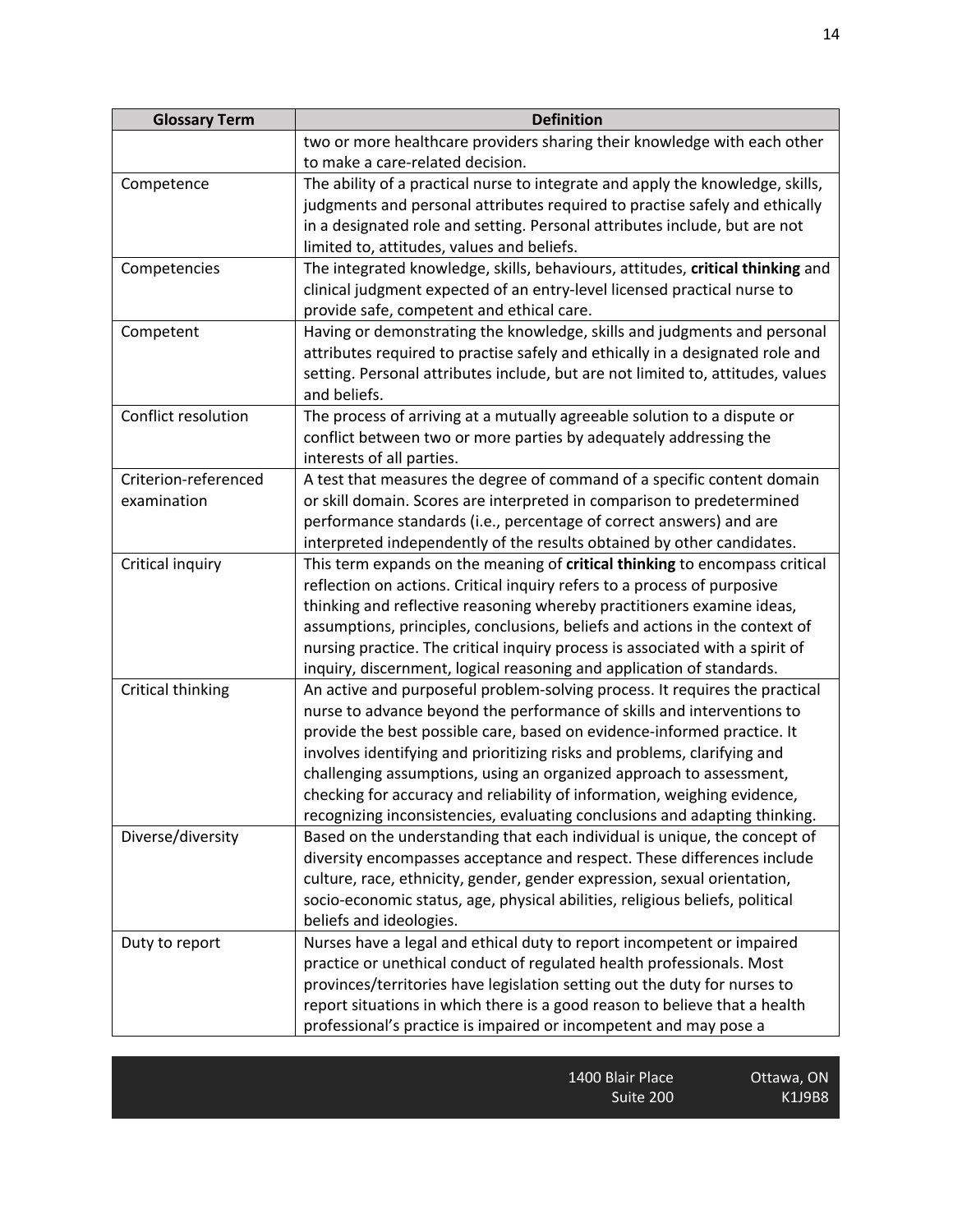| Glossary Term | Definition |
|---|---|
| | two or more healthcare providers sharing their knowledge with each other to make a care-related decision. |
| Competence | The ability of a practical nurse to integrate and apply the knowledge, skills, judgments and personal attributes required to practise safely and ethically in a designated role and setting. Personal attributes include, but are not limited to, attitudes, values and beliefs. |
| Competencies | The integrated knowledge, skills, behaviours, attitudes, **critical thinking** and clinical judgment expected of an entry-level licensed practical nurse to provide safe, competent and ethical care. |
| Competent | Having or demonstrating the knowledge, skills and judgments and personal attributes required to practise safely and ethically in a designated role and setting. Personal attributes include, but are not limited to, attitudes, values and beliefs. |
| Conflict resolution | The process of arriving at a mutually agreeable solution to a dispute or conflict between two or more parties by adequately addressing the interests of all parties. |
| Criterion-referenced examination | A test that measures the degree of command of a specific content domain or skill domain. Scores are interpreted in comparison to predetermined performance standards (i.e., percentage of correct answers) and are interpreted independently of the results obtained by other candidates. |
| Critical inquiry | This term expands on the meaning of **critical thinking** to encompass critical reflection on actions. Critical inquiry refers to a process of purposive thinking and reflective reasoning whereby practitioners examine ideas, assumptions, principles, conclusions, beliefs and actions in the context of nursing practice. The critical inquiry process is associated with a spirit of inquiry, discernment, logical reasoning and application of standards. |
| Critical thinking | An active and purposeful problem-solving process. It requires the practical nurse to advance beyond the performance of skills and interventions to provide the best possible care, based on evidence-informed practice. It involves identifying and prioritizing risks and problems, clarifying and challenging assumptions, using an organized approach to assessment, checking for accuracy and reliability of information, weighing evidence, recognizing inconsistencies, evaluating conclusions and adapting thinking. |
| Diverse/diversity | Based on the understanding that each individual is unique, the concept of diversity encompasses acceptance and respect. These differences include culture, race, ethnicity, gender, gender expression, sexual orientation, socio-economic status, age, physical abilities, religious beliefs, political beliefs and ideologies. |
| Duty to report | Nurses have a legal and ethical duty to report incompetent or impaired practice or unethical conduct of regulated health professionals. Most provinces/territories have legislation setting out the duty for nurses to report situations in which there is a good reason to believe that a health professional's practice is impaired or incompetent and may pose a |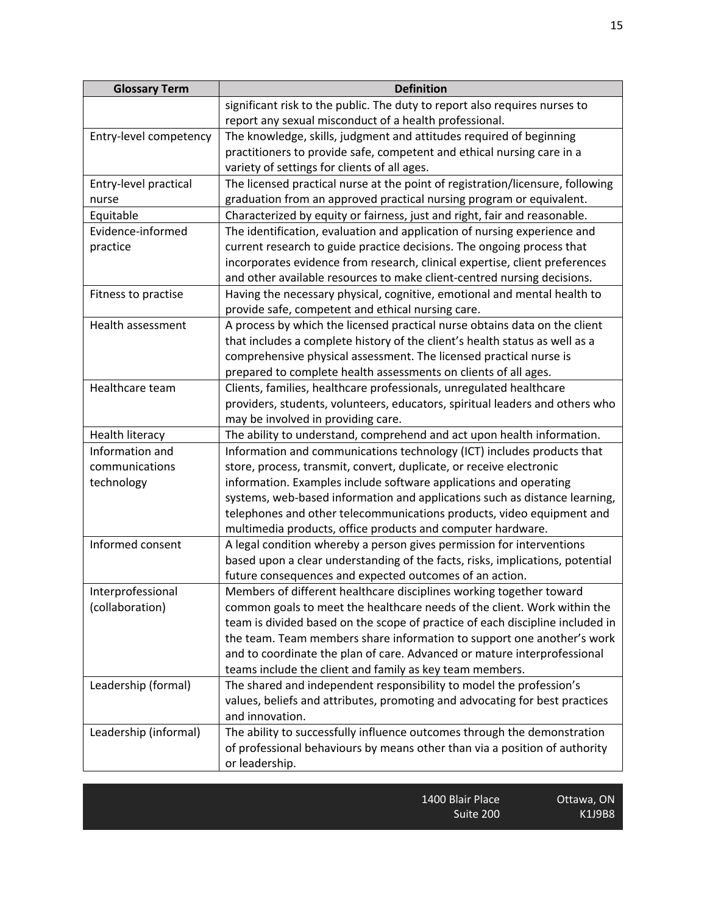| Glossary Term | Definition |
|---|---|
| | significant risk to the public. The duty to report also requires nurses to report any sexual misconduct of a health professional. |
| Entry-level competency | The knowledge, skills, judgment and attitudes required of beginning practitioners to provide safe, competent and ethical nursing care in a variety of settings for clients of all ages. |
| Entry-level practical nurse | The licensed practical nurse at the point of registration/licensure, following graduation from an approved practical nursing program or equivalent. |
| Equitable | Characterized by equity or fairness, just and right, fair and reasonable. |
| Evidence-informed practice | The identification, evaluation and application of nursing experience and current research to guide practice decisions. The ongoing process that incorporates evidence from research, clinical expertise, client preferences and other available resources to make client-centred nursing decisions. |
| Fitness to practise | Having the necessary physical, cognitive, emotional and mental health to provide safe, competent and ethical nursing care. |
| Health assessment | A process by which the licensed practical nurse obtains data on the client that includes a complete history of the client's health status as well as a comprehensive physical assessment. The licensed practical nurse is prepared to complete health assessments on clients of all ages. |
| Healthcare team | Clients, families, healthcare professionals, unregulated healthcare providers, students, volunteers, educators, spiritual leaders and others who may be involved in providing care. |
| Health literacy | The ability to understand, comprehend and act upon health information. |
| Information and communications technology | Information and communications technology (ICT) includes products that store, process, transmit, convert, duplicate, or receive electronic information. Examples include software applications and operating systems, web-based information and applications such as distance learning, telephones and other telecommunications products, video equipment and multimedia products, office products and computer hardware. |
| Informed consent | A legal condition whereby a person gives permission for interventions based upon a clear understanding of the facts, risks, implications, potential future consequences and expected outcomes of an action. |
| Interprofessional (collaboration) | Members of different healthcare disciplines working together toward common goals to meet the healthcare needs of the client. Work within the team is divided based on the scope of practice of each discipline included in the team. Team members share information to support one another's work and to coordinate the plan of care. Advanced or mature interprofessional teams include the client and family as key team members. |
| Leadership (formal) | The shared and independent responsibility to model the profession's values, beliefs and attributes, promoting and advocating for best practices and innovation. |
| Leadership (informal) | The ability to successfully influence outcomes through the demonstration of professional behaviours by means other than via a position of authority or leadership. |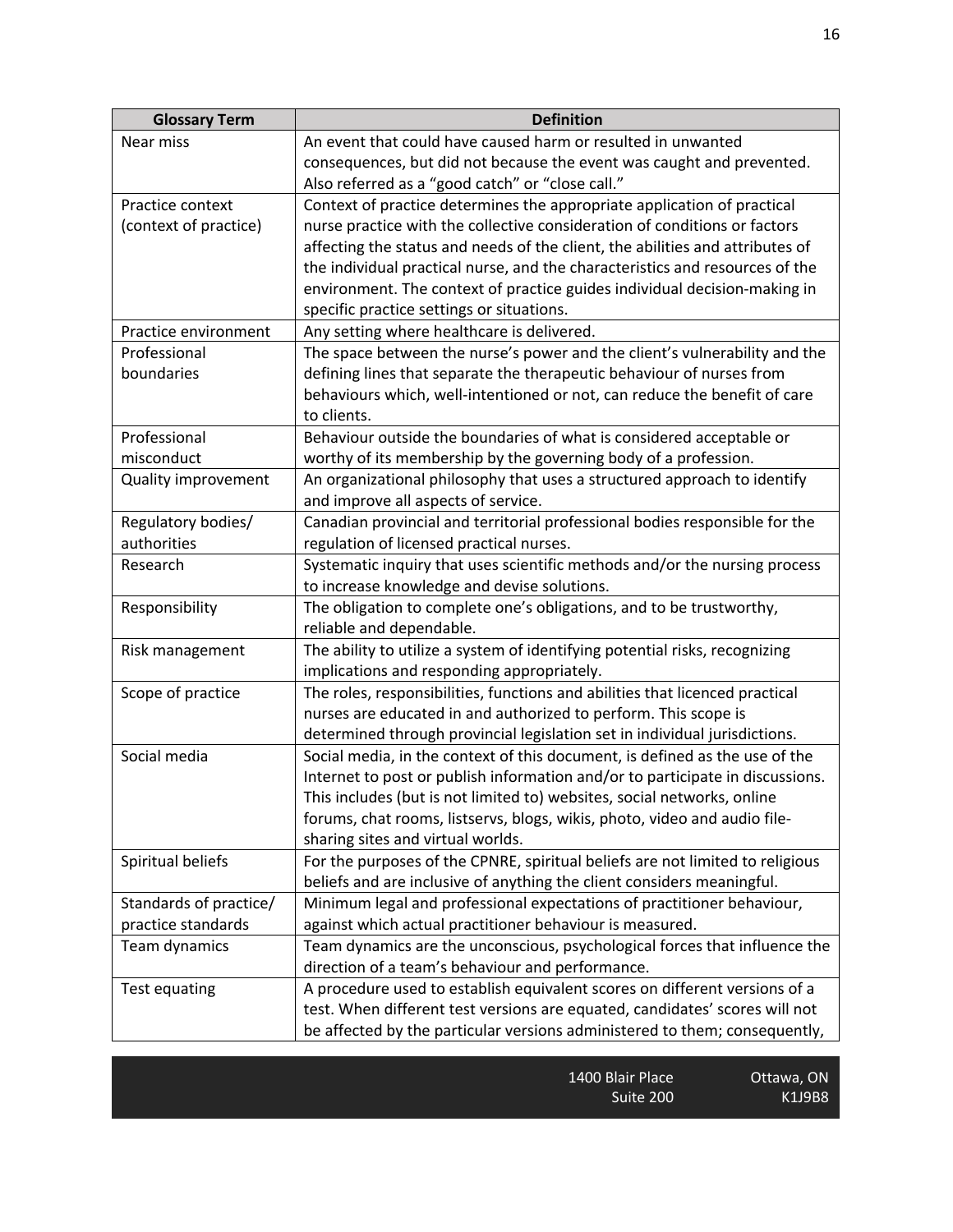| Glossary Term | Definition |
|---|---|
| Near miss | An event that could have caused harm or resulted in unwanted consequences, but did not because the event was caught and prevented. Also referred as a “good catch” or “close call.” |
| Practice context (context of practice) | Context of practice determines the appropriate application of practical nurse practice with the collective consideration of conditions or factors affecting the status and needs of the client, the abilities and attributes of the individual practical nurse, and the characteristics and resources of the environment. The context of practice guides individual decision-making in specific practice settings or situations. |
| Practice environment | Any setting where healthcare is delivered. |
| Professional boundaries | The space between the nurse’s power and the client’s vulnerability and the defining lines that separate the therapeutic behaviour of nurses from behaviours which, well-intentioned or not, can reduce the benefit of care to clients. |
| Professional misconduct | Behaviour outside the boundaries of what is considered acceptable or worthy of its membership by the governing body of a profession. |
| Quality improvement | An organizational philosophy that uses a structured approach to identify and improve all aspects of service. |
| Regulatory bodies/ authorities | Canadian provincial and territorial professional bodies responsible for the regulation of licensed practical nurses. |
| Research | Systematic inquiry that uses scientific methods and/or the nursing process to increase knowledge and devise solutions. |
| Responsibility | The obligation to complete one’s obligations, and to be trustworthy, reliable and dependable. |
| Risk management | The ability to utilize a system of identifying potential risks, recognizing implications and responding appropriately. |
| Scope of practice | The roles, responsibilities, functions and abilities that licenced practical nurses are educated in and authorized to perform. This scope is determined through provincial legislation set in individual jurisdictions. |
| Social media | Social media, in the context of this document, is defined as the use of the Internet to post or publish information and/or to participate in discussions. This includes (but is not limited to) websites, social networks, online forums, chat rooms, listservs, blogs, wikis, photo, video and audio file-sharing sites and virtual worlds. |
| Spiritual beliefs | For the purposes of the CPNRE, spiritual beliefs are not limited to religious beliefs and are inclusive of anything the client considers meaningful. |
| Standards of practice/ practice standards | Minimum legal and professional expectations of practitioner behaviour, against which actual practitioner behaviour is measured. |
| Team dynamics | Team dynamics are the unconscious, psychological forces that influence the direction of a team’s behaviour and performance. |
| Test equating | A procedure used to establish equivalent scores on different versions of a test. When different test versions are equated, candidates’ scores will not be affected by the particular versions administered to them; consequently, |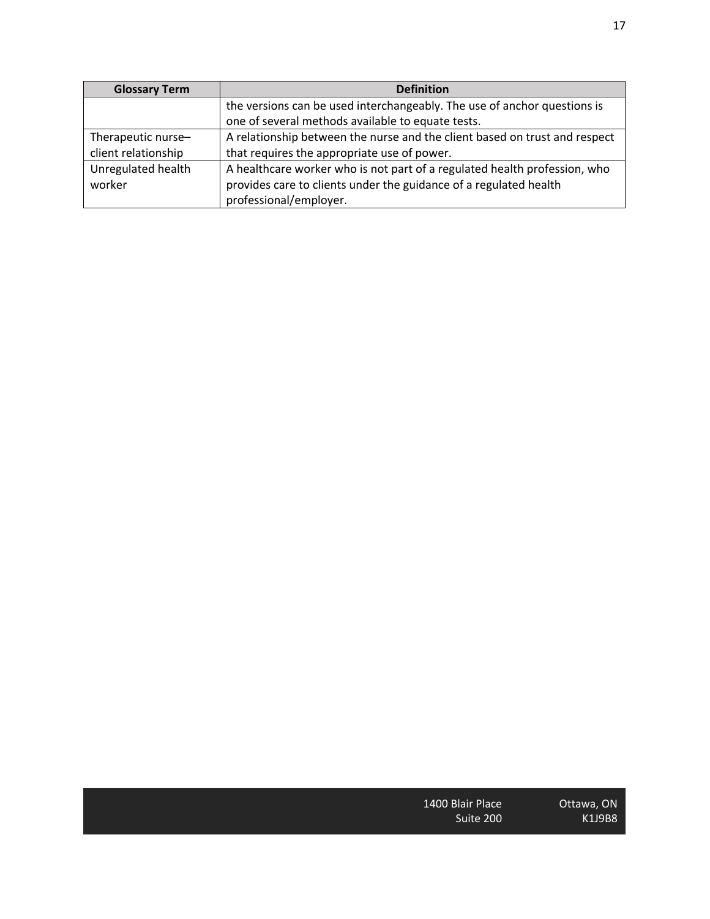| Glossary Term | Definition |
| --- | --- |
| | the versions can be used interchangeably. The use of anchor questions is one of several methods available to equate tests. |
| Therapeutic nurse–client relationship | A relationship between the nurse and the client based on trust and respect that requires the appropriate use of power. |
| Unregulated health worker | A healthcare worker who is not part of a regulated health profession, who provides care to clients under the guidance of a regulated health professional/employer. |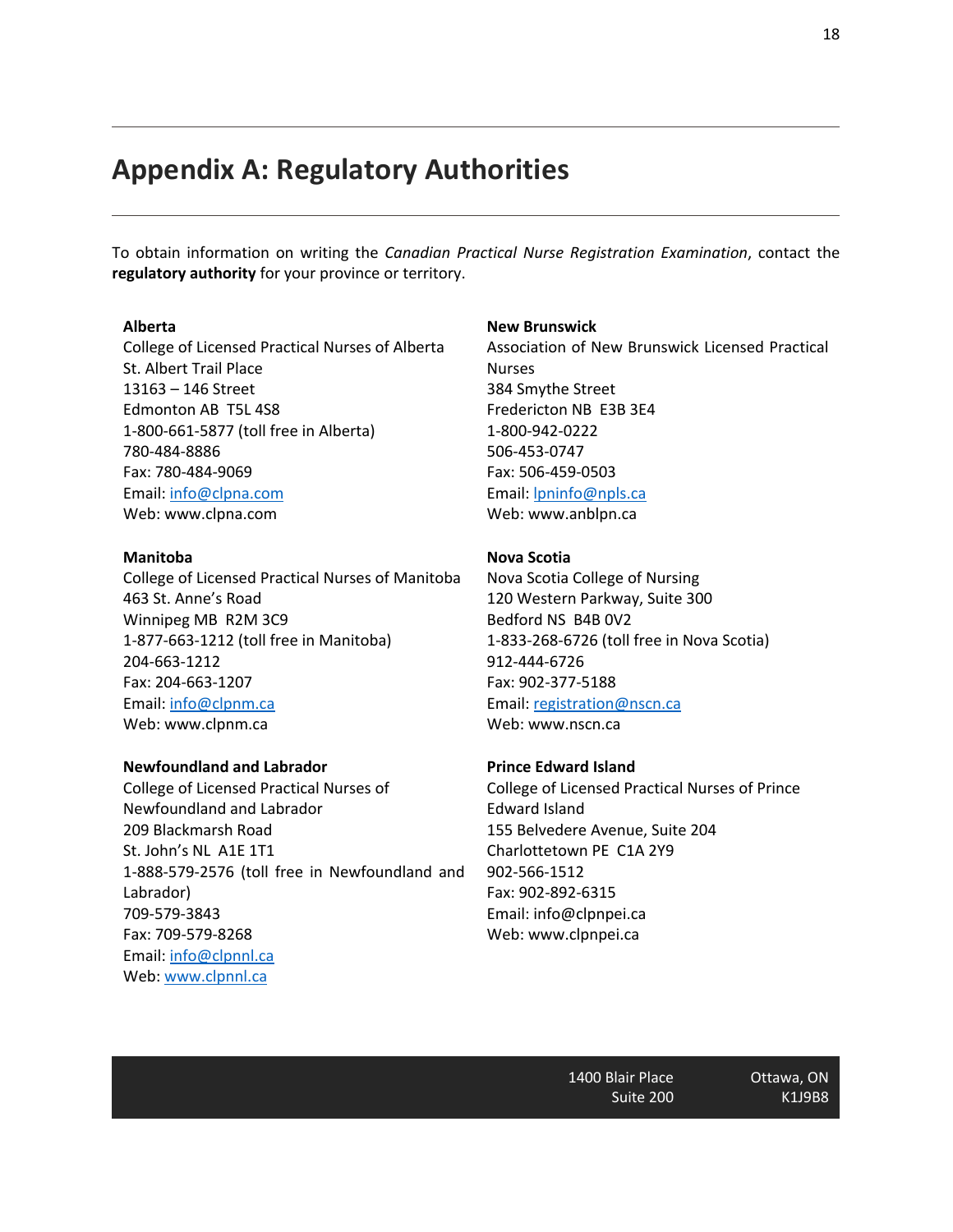# Appendix A: Regulatory Authorities

To obtain information on writing the *Canadian Practical Nurse Registration Examination*, contact the **regulatory authority** for your province or territory.

**Alberta**
College of Licensed Practical Nurses of Alberta
St. Albert Trail Place
13163 – 146 Street
Edmonton AB  T5L 4S8
1-800-661-5877 (toll free in Alberta)
780-484-8886
Fax: 780-484-9069
Email: info@clpna.com
Web: www.clpna.com

**Manitoba**
College of Licensed Practical Nurses of Manitoba
463 St. Anne's Road
Winnipeg MB  R2M 3C9
1-877-663-1212 (toll free in Manitoba)
204-663-1212
Fax: 204-663-1207
Email: info@clpnm.ca
Web: www.clpnm.ca

**Newfoundland and Labrador**
College of Licensed Practical Nurses of Newfoundland and Labrador
209 Blackmarsh Road
St. John's NL  A1E 1T1
1-888-579-2576 (toll free in Newfoundland and Labrador)
709-579-3843
Fax: 709-579-8268
Email: info@clpnnl.ca
Web: www.clpnnl.ca

**New Brunswick**
Association of New Brunswick Licensed Practical Nurses
384 Smythe Street
Fredericton NB  E3B 3E4
1-800-942-0222
506-453-0747
Fax: 506-459-0503
Email: lpninfo@npls.ca
Web: www.anblpn.ca

**Nova Scotia**
Nova Scotia College of Nursing
120 Western Parkway, Suite 300
Bedford NS  B4B 0V2
1-833-268-6726 (toll free in Nova Scotia)
912-444-6726
Fax: 902-377-5188
Email: registration@nscn.ca
Web: www.nscn.ca

**Prince Edward Island**
College of Licensed Practical Nurses of Prince Edward Island
155 Belvedere Avenue, Suite 204
Charlottetown PE  C1A 2Y9
902-566-1512
Fax: 902-892-6315
Email: info@clpnpei.ca
Web: www.clpnpei.ca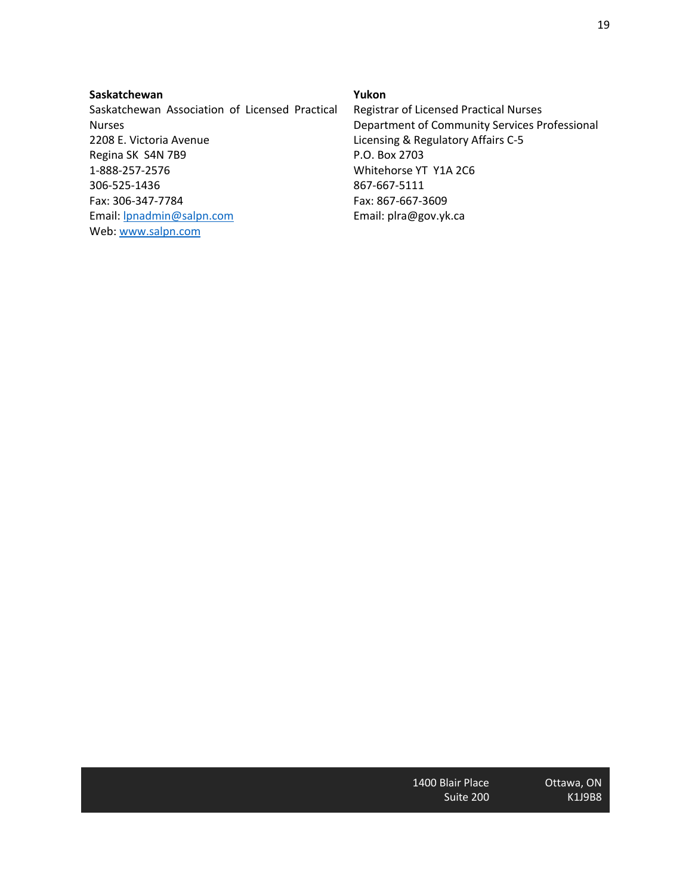**Saskatchewan**

Saskatchewan Association of Licensed Practical Nurses
2208 E. Victoria Avenue
Regina SK S4N 7B9
1-888-257-2576
306-525-1436
Fax: 306-347-7784
Email: lpnadmin@salpn.com
Web: www.salpn.com

**Yukon**

Registrar of Licensed Practical Nurses
Department of Community Services Professional Licensing & Regulatory Affairs C-5
P.O. Box 2703
Whitehorse YT Y1A 2C6
867-667-5111
Fax: 867-667-3609
Email: plra@gov.yk.ca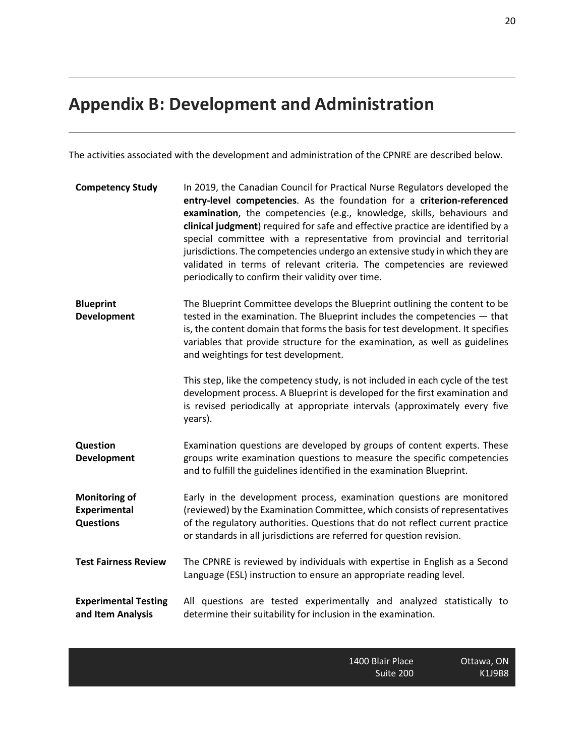# Appendix B: Development and Administration

The activities associated with the development and administration of the CPNRE are described below.

**Competency Study**

In 2019, the Canadian Council for Practical Nurse Regulators developed the **entry-level competencies**. As the foundation for a **criterion-referenced examination**, the competencies (e.g., knowledge, skills, behaviours and **clinical judgment**) required for safe and effective practice are identified by a special committee with a representative from provincial and territorial jurisdictions. The competencies undergo an extensive study in which they are validated in terms of relevant criteria. The competencies are reviewed periodically to confirm their validity over time.

**Blueprint Development**

The Blueprint Committee develops the Blueprint outlining the content to be tested in the examination. The Blueprint includes the competencies — that is, the content domain that forms the basis for test development. It specifies variables that provide structure for the examination, as well as guidelines and weightings for test development.

This step, like the competency study, is not included in each cycle of the test development process. A Blueprint is developed for the first examination and is revised periodically at appropriate intervals (approximately every five years).

**Question Development**

Examination questions are developed by groups of content experts. These groups write examination questions to measure the specific competencies and to fulfill the guidelines identified in the examination Blueprint.

**Monitoring of Experimental Questions**

Early in the development process, examination questions are monitored (reviewed) by the Examination Committee, which consists of representatives of the regulatory authorities. Questions that do not reflect current practice or standards in all jurisdictions are referred for question revision.

**Test Fairness Review**

The CPNRE is reviewed by individuals with expertise in English as a Second Language (ESL) instruction to ensure an appropriate reading level.

**Experimental Testing and Item Analysis**

All questions are tested experimentally and analyzed statistically to determine their suitability for inclusion in the examination.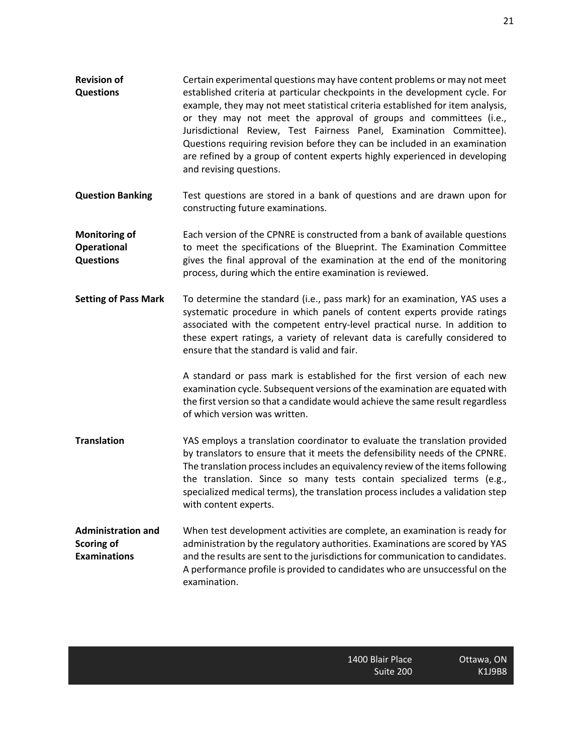**Revision of Questions**

Certain experimental questions may have content problems or may not meet established criteria at particular checkpoints in the development cycle. For example, they may not meet statistical criteria established for item analysis, or they may not meet the approval of groups and committees (i.e., Jurisdictional Review, Test Fairness Panel, Examination Committee). Questions requiring revision before they can be included in an examination are refined by a group of content experts highly experienced in developing and revising questions.

**Question Banking**

Test questions are stored in a bank of questions and are drawn upon for constructing future examinations.

**Monitoring of Operational Questions**

Each version of the CPNRE is constructed from a bank of available questions to meet the specifications of the Blueprint. The Examination Committee gives the final approval of the examination at the end of the monitoring process, during which the entire examination is reviewed.

**Setting of Pass Mark**

To determine the standard (i.e., pass mark) for an examination, YAS uses a systematic procedure in which panels of content experts provide ratings associated with the competent entry-level practical nurse. In addition to these expert ratings, a variety of relevant data is carefully considered to ensure that the standard is valid and fair.

A standard or pass mark is established for the first version of each new examination cycle. Subsequent versions of the examination are equated with the first version so that a candidate would achieve the same result regardless of which version was written.

**Translation**

YAS employs a translation coordinator to evaluate the translation provided by translators to ensure that it meets the defensibility needs of the CPNRE. The translation process includes an equivalency review of the items following the translation. Since so many tests contain specialized terms (e.g., specialized medical terms), the translation process includes a validation step with content experts.

**Administration and Scoring of Examinations**

When test development activities are complete, an examination is ready for administration by the regulatory authorities. Examinations are scored by YAS and the results are sent to the jurisdictions for communication to candidates. A performance profile is provided to candidates who are unsuccessful on the examination.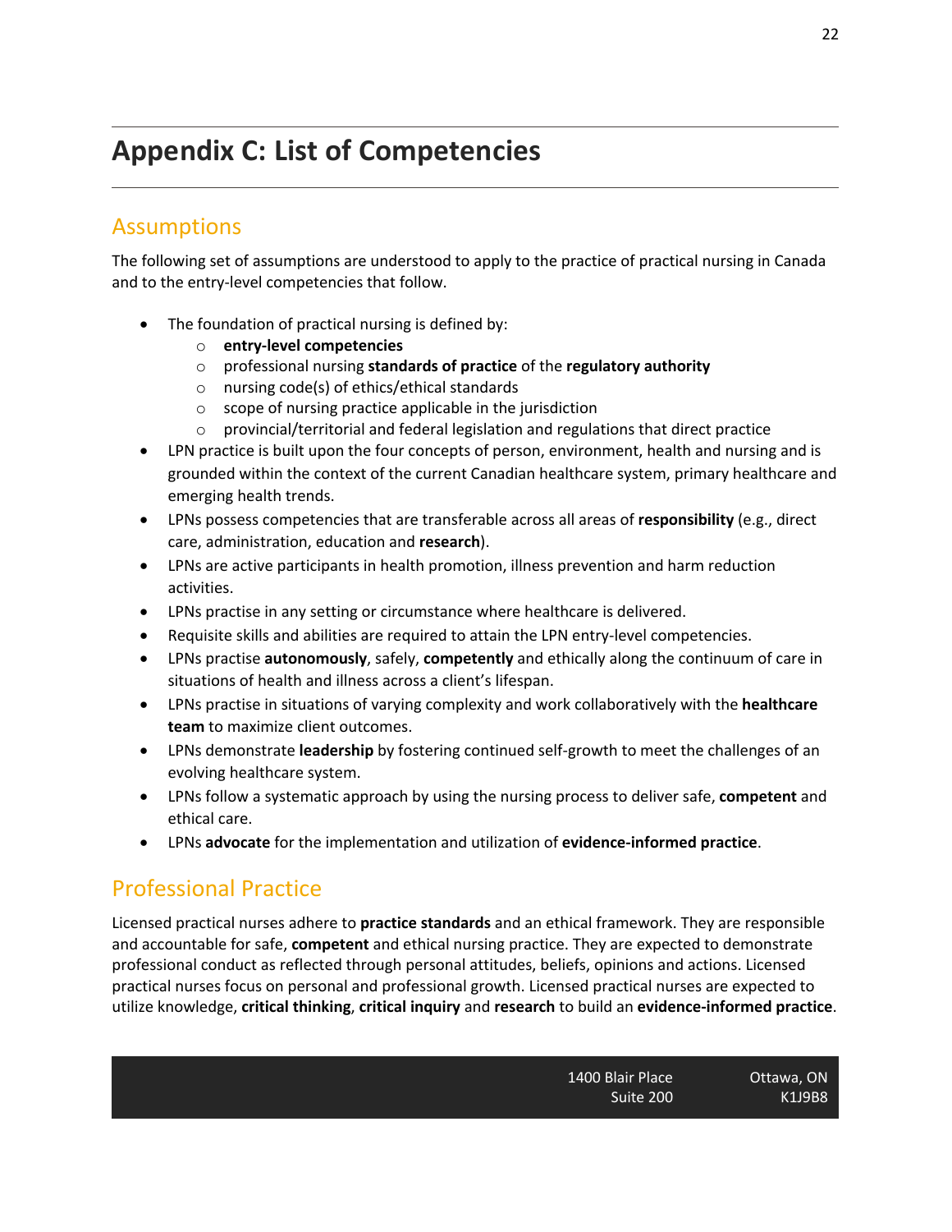# Appendix C: List of Competencies

## Assumptions

The following set of assumptions are understood to apply to the practice of practical nursing in Canada and to the entry-level competencies that follow.

- The foundation of practical nursing is defined by:
  - **entry-level competencies**
  - professional nursing **standards of practice** of the **regulatory authority**
  - nursing code(s) of ethics/ethical standards
  - scope of nursing practice applicable in the jurisdiction
  - provincial/territorial and federal legislation and regulations that direct practice
- LPN practice is built upon the four concepts of person, environment, health and nursing and is grounded within the context of the current Canadian healthcare system, primary healthcare and emerging health trends.
- LPNs possess competencies that are transferable across all areas of **responsibility** (e.g., direct care, administration, education and **research**).
- LPNs are active participants in health promotion, illness prevention and harm reduction activities.
- LPNs practise in any setting or circumstance where healthcare is delivered.
- Requisite skills and abilities are required to attain the LPN entry-level competencies.
- LPNs practise **autonomously**, safely, **competently** and ethically along the continuum of care in situations of health and illness across a client's lifespan.
- LPNs practise in situations of varying complexity and work collaboratively with the **healthcare team** to maximize client outcomes.
- LPNs demonstrate **leadership** by fostering continued self-growth to meet the challenges of an evolving healthcare system.
- LPNs follow a systematic approach by using the nursing process to deliver safe, **competent** and ethical care.
- LPNs **advocate** for the implementation and utilization of **evidence-informed practice**.

## Professional Practice

Licensed practical nurses adhere to **practice standards** and an ethical framework. They are responsible and accountable for safe, **competent** and ethical nursing practice. They are expected to demonstrate professional conduct as reflected through personal attitudes, beliefs, opinions and actions. Licensed practical nurses focus on personal and professional growth. Licensed practical nurses are expected to utilize knowledge, **critical thinking**, **critical inquiry** and **research** to build an **evidence-informed practice**.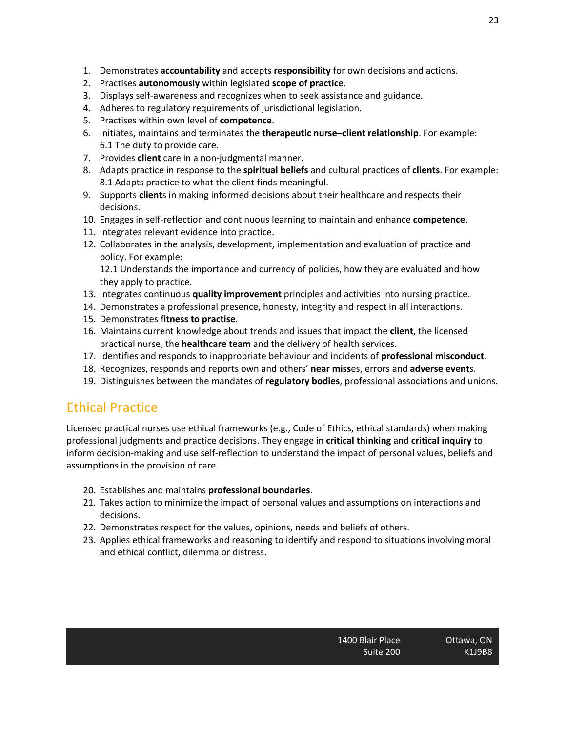1. Demonstrates **accountability** and accepts **responsibility** for own decisions and actions.
2. Practises **autonomously** within legislated **scope of practice**.
3. Displays self-awareness and recognizes when to seek assistance and guidance.
4. Adheres to regulatory requirements of jurisdictional legislation.
5. Practises within own level of **competence**.
6. Initiates, maintains and terminates the **therapeutic nurse–client relationship**. For example:
   6.1 The duty to provide care.
7. Provides **client** care in a non-judgmental manner.
8. Adapts practice in response to the **spiritual beliefs** and cultural practices of **clients**. For example:
   8.1 Adapts practice to what the client finds meaningful.
9. Supports **client**s in making informed decisions about their healthcare and respects their decisions.
10. Engages in self-reflection and continuous learning to maintain and enhance **competence**.
11. Integrates relevant evidence into practice.
12. Collaborates in the analysis, development, implementation and evaluation of practice and policy. For example:
    12.1 Understands the importance and currency of policies, how they are evaluated and how they apply to practice.
13. Integrates continuous **quality improvement** principles and activities into nursing practice.
14. Demonstrates a professional presence, honesty, integrity and respect in all interactions.
15. Demonstrates **fitness to practise**.
16. Maintains current knowledge about trends and issues that impact the **client**, the licensed practical nurse, the **healthcare team** and the delivery of health services.
17. Identifies and responds to inappropriate behaviour and incidents of **professional misconduct**.
18. Recognizes, responds and reports own and others' **near miss**es, errors and **adverse event**s.
19. Distinguishes between the mandates of **regulatory bodies**, professional associations and unions.

## Ethical Practice

Licensed practical nurses use ethical frameworks (e.g., Code of Ethics, ethical standards) when making professional judgments and practice decisions. They engage in **critical thinking** and **critical inquiry** to inform decision-making and use self-reflection to understand the impact of personal values, beliefs and assumptions in the provision of care.

20. Establishes and maintains **professional boundaries**.
21. Takes action to minimize the impact of personal values and assumptions on interactions and decisions.
22. Demonstrates respect for the values, opinions, needs and beliefs of others.
23. Applies ethical frameworks and reasoning to identify and respond to situations involving moral and ethical conflict, dilemma or distress.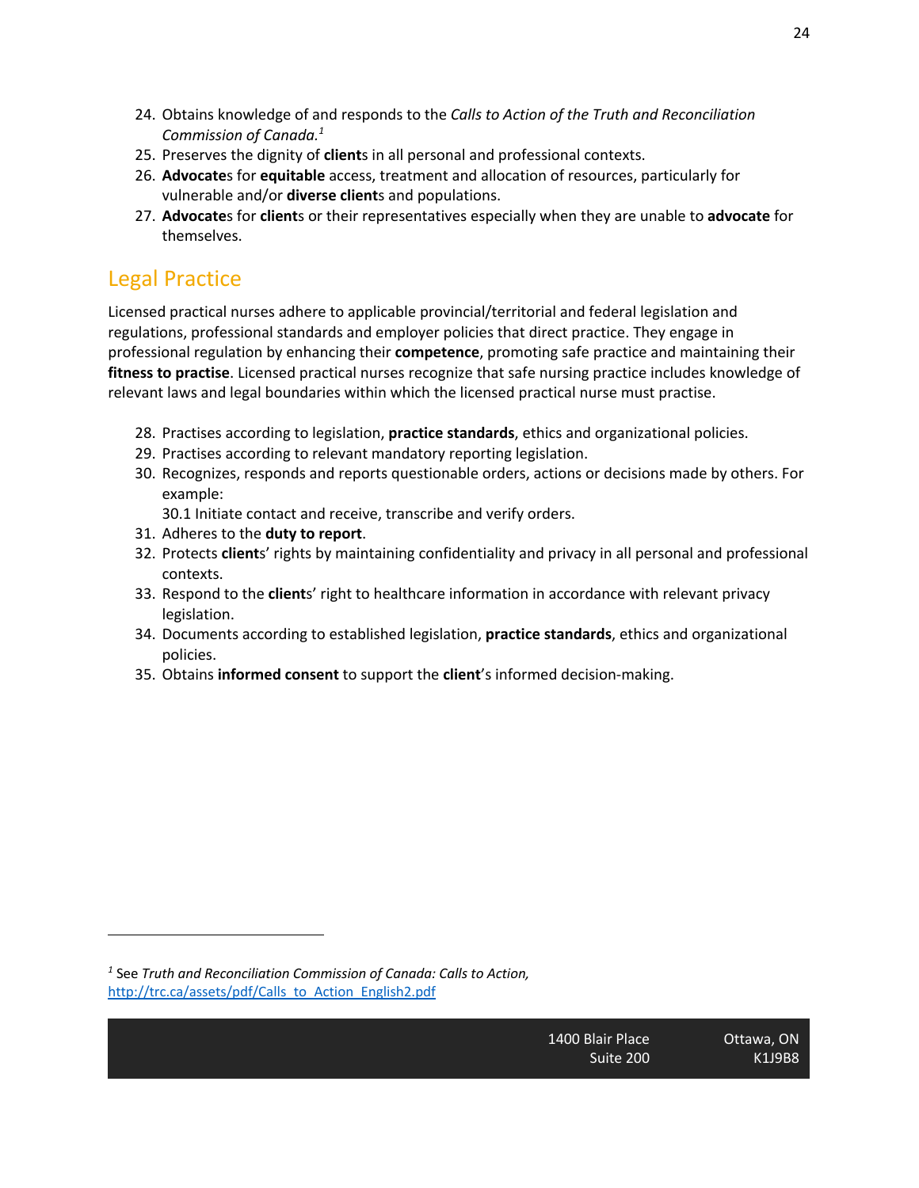24. Obtains knowledge of and responds to the *Calls to Action of the Truth and Reconciliation Commission of Canada.*[1]
25. Preserves the dignity of **client**s in all personal and professional contexts.
26. **Advocate**s for **equitable** access, treatment and allocation of resources, particularly for vulnerable and/or **diverse client**s and populations.
27. **Advocate**s for **client**s or their representatives especially when they are unable to **advocate** for themselves.

## Legal Practice

Licensed practical nurses adhere to applicable provincial/territorial and federal legislation and regulations, professional standards and employer policies that direct practice. They engage in professional regulation by enhancing their **competence**, promoting safe practice and maintaining their **fitness to practise**. Licensed practical nurses recognize that safe nursing practice includes knowledge of relevant laws and legal boundaries within which the licensed practical nurse must practise.

28. Practises according to legislation, **practice standards**, ethics and organizational policies.
29. Practises according to relevant mandatory reporting legislation.
30. Recognizes, responds and reports questionable orders, actions or decisions made by others. For example:
    30.1 Initiate contact and receive, transcribe and verify orders.
31. Adheres to the **duty to report**.
32. Protects **client**s' rights by maintaining confidentiality and privacy in all personal and professional contexts.
33. Respond to the **client**s' right to healthcare information in accordance with relevant privacy legislation.
34. Documents according to established legislation, **practice standards**, ethics and organizational policies.
35. Obtains **informed consent** to support the **client**'s informed decision-making.

---

[1] See *Truth and Reconciliation Commission of Canada: Calls to Action,* http://trc.ca/assets/pdf/Calls_to_Action_English2.pdf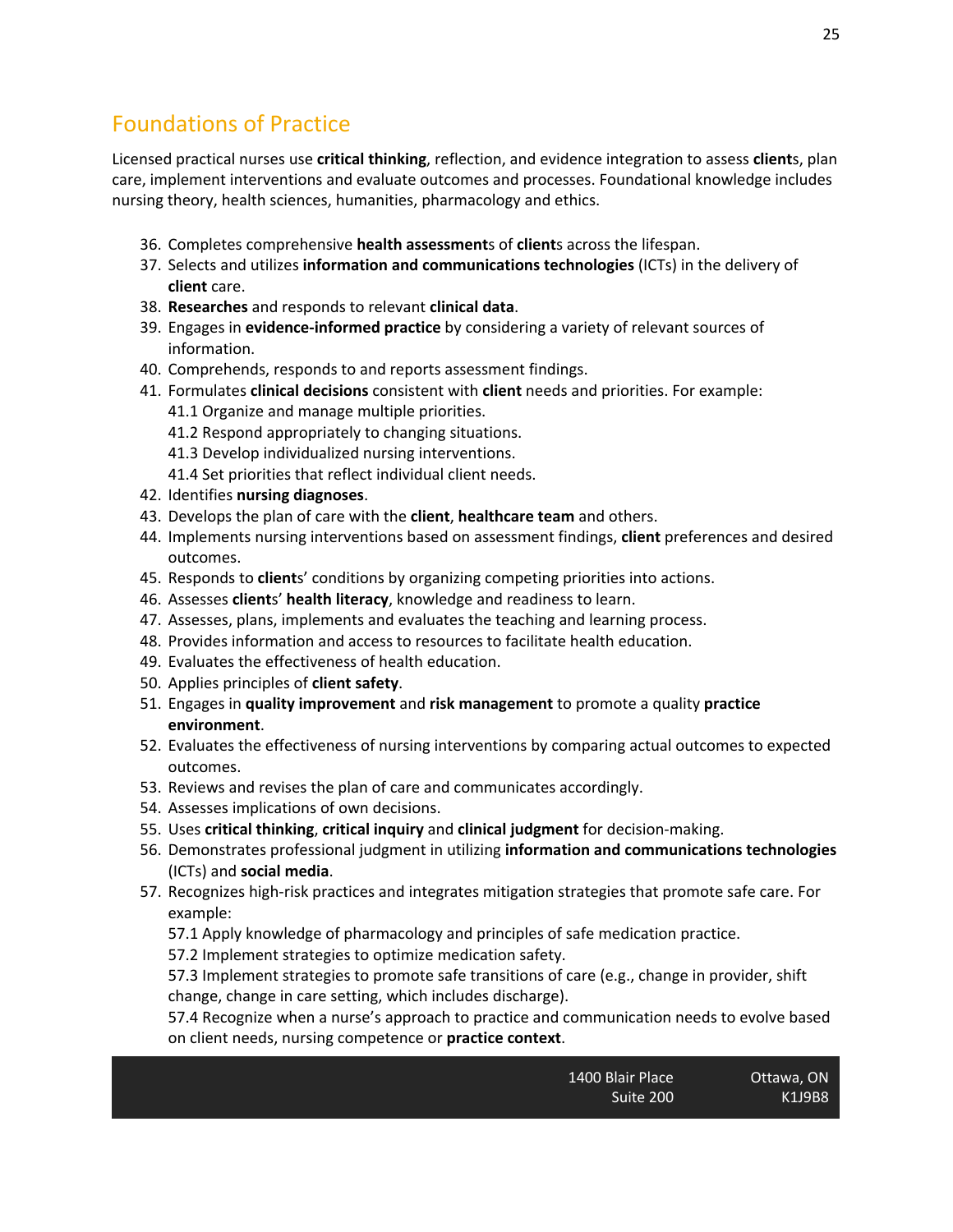## Foundations of Practice

Licensed practical nurses use **critical thinking**, reflection, and evidence integration to assess **client**s, plan care, implement interventions and evaluate outcomes and processes. Foundational knowledge includes nursing theory, health sciences, humanities, pharmacology and ethics.

36. Completes comprehensive **health assessment**s of **client**s across the lifespan.
37. Selects and utilizes **information and communications technologies** (ICTs) in the delivery of **client** care.
38. **Researches** and responds to relevant **clinical data**.
39. Engages in **evidence-informed practice** by considering a variety of relevant sources of information.
40. Comprehends, responds to and reports assessment findings.
41. Formulates **clinical decisions** consistent with **client** needs and priorities. For example:
    41.1 Organize and manage multiple priorities.
    41.2 Respond appropriately to changing situations.
    41.3 Develop individualized nursing interventions.
    41.4 Set priorities that reflect individual client needs.
42. Identifies **nursing diagnoses**.
43. Develops the plan of care with the **client**, **healthcare team** and others.
44. Implements nursing interventions based on assessment findings, **client** preferences and desired outcomes.
45. Responds to **client**s' conditions by organizing competing priorities into actions.
46. Assesses **client**s' **health literacy**, knowledge and readiness to learn.
47. Assesses, plans, implements and evaluates the teaching and learning process.
48. Provides information and access to resources to facilitate health education.
49. Evaluates the effectiveness of health education.
50. Applies principles of **client safety**.
51. Engages in **quality improvement** and **risk management** to promote a quality **practice environment**.
52. Evaluates the effectiveness of nursing interventions by comparing actual outcomes to expected outcomes.
53. Reviews and revises the plan of care and communicates accordingly.
54. Assesses implications of own decisions.
55. Uses **critical thinking**, **critical inquiry** and **clinical judgment** for decision-making.
56. Demonstrates professional judgment in utilizing **information and communications technologies** (ICTs) and **social media**.
57. Recognizes high-risk practices and integrates mitigation strategies that promote safe care. For example:
    57.1 Apply knowledge of pharmacology and principles of safe medication practice.
    57.2 Implement strategies to optimize medication safety.
    57.3 Implement strategies to promote safe transitions of care (e.g., change in provider, shift change, change in care setting, which includes discharge).
    57.4 Recognize when a nurse's approach to practice and communication needs to evolve based on client needs, nursing competence or **practice context**.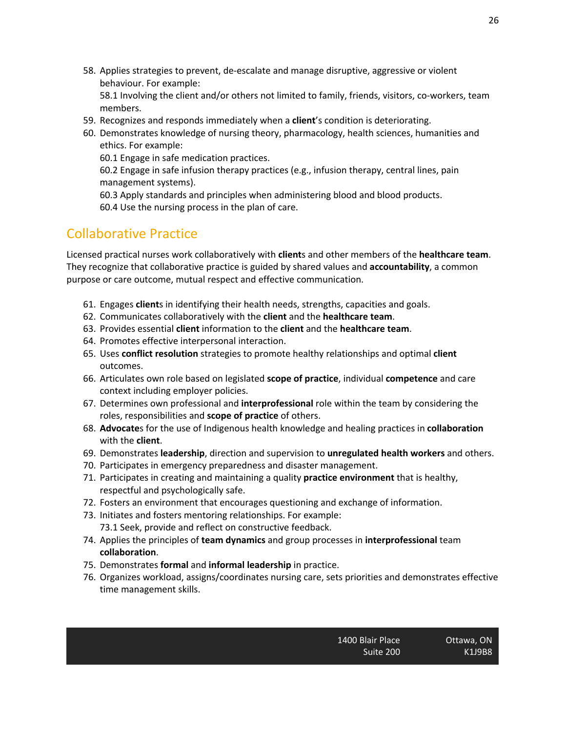58. Applies strategies to prevent, de-escalate and manage disruptive, aggressive or violent behaviour. For example:
    58.1 Involving the client and/or others not limited to family, friends, visitors, co-workers, team members.
59. Recognizes and responds immediately when a **client**'s condition is deteriorating.
60. Demonstrates knowledge of nursing theory, pharmacology, health sciences, humanities and ethics. For example:
    60.1 Engage in safe medication practices.
    60.2 Engage in safe infusion therapy practices (e.g., infusion therapy, central lines, pain management systems).
    60.3 Apply standards and principles when administering blood and blood products.
    60.4 Use the nursing process in the plan of care.

## Collaborative Practice

Licensed practical nurses work collaboratively with **client**s and other members of the **healthcare team**. They recognize that collaborative practice is guided by shared values and **accountability**, a common purpose or care outcome, mutual respect and effective communication.

61. Engages **client**s in identifying their health needs, strengths, capacities and goals.
62. Communicates collaboratively with the **client** and the **healthcare team**.
63. Provides essential **client** information to the **client** and the **healthcare team**.
64. Promotes effective interpersonal interaction.
65. Uses **conflict resolution** strategies to promote healthy relationships and optimal **client** outcomes.
66. Articulates own role based on legislated **scope of practice**, individual **competence** and care context including employer policies.
67. Determines own professional and **interprofessional** role within the team by considering the roles, responsibilities and **scope of practice** of others.
68. **Advocate**s for the use of Indigenous health knowledge and healing practices in **collaboration** with the **client**.
69. Demonstrates **leadership**, direction and supervision to **unregulated health workers** and others.
70. Participates in emergency preparedness and disaster management.
71. Participates in creating and maintaining a quality **practice environment** that is healthy, respectful and psychologically safe.
72. Fosters an environment that encourages questioning and exchange of information.
73. Initiates and fosters mentoring relationships. For example:
    73.1 Seek, provide and reflect on constructive feedback.
74. Applies the principles of **team dynamics** and group processes in **interprofessional** team **collaboration**.
75. Demonstrates **formal** and **informal leadership** in practice.
76. Organizes workload, assigns/coordinates nursing care, sets priorities and demonstrates effective time management skills.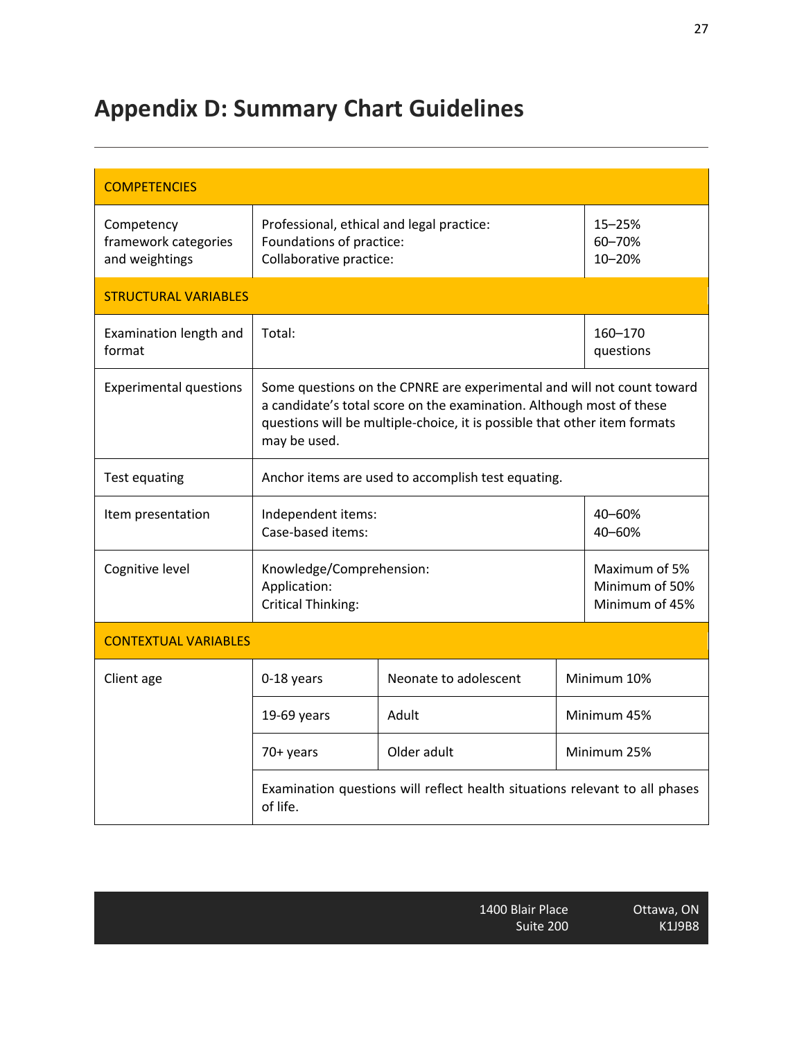# Appendix D: Summary Chart Guidelines

| COMPETENCIES | | | |
|---|---|---|---|
| Competency framework categories and weightings | Professional, ethical and legal practice:<br>Foundations of practice:<br>Collaborative practice: | | 15–25%<br>60–70%<br>10–20% |
| **STRUCTURAL VARIABLES** | | | |
| Examination length and format | Total: | | 160–170 questions |
| Experimental questions | Some questions on the CPNRE are experimental and will not count toward a candidate's total score on the examination. Although most of these questions will be multiple-choice, it is possible that other item formats may be used. | | |
| Test equating | Anchor items are used to accomplish test equating. | | |
| Item presentation | Independent items:<br>Case-based items: | | 40–60%<br>40–60% |
| Cognitive level | Knowledge/Comprehension:<br>Application:<br>Critical Thinking: | | Maximum of 5%<br>Minimum of 50%<br>Minimum of 45% |
| **CONTEXTUAL VARIABLES** | | | |
| Client age | 0-18 years | Neonate to adolescent | Minimum 10% |
| | 19-69 years | Adult | Minimum 45% |
| | 70+ years | Older adult | Minimum 25% |
| | Examination questions will reflect health situations relevant to all phases of life. | | |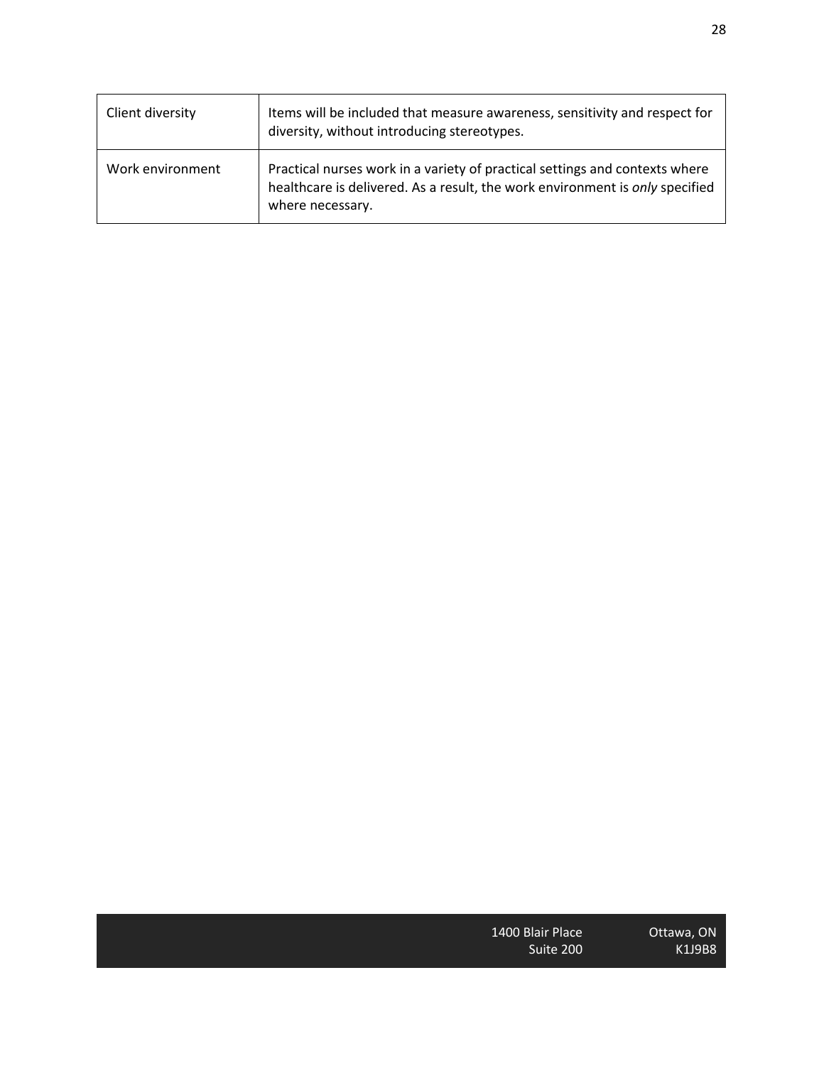| | |
|---|---|
| Client diversity | Items will be included that measure awareness, sensitivity and respect for diversity, without introducing stereotypes. |
| Work environment | Practical nurses work in a variety of practical settings and contexts where healthcare is delivered. As a result, the work environment is *only* specified where necessary. |